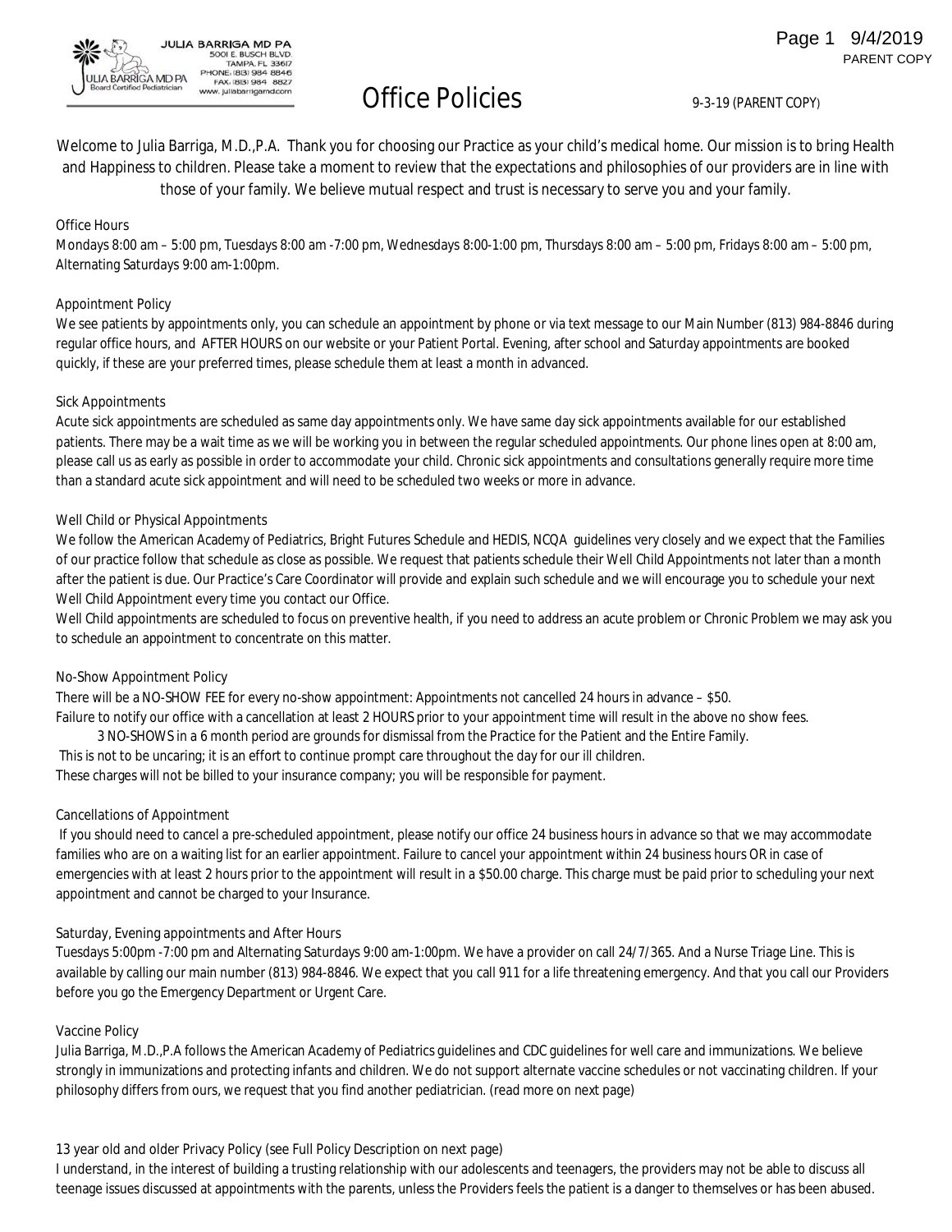JULIA BARRIGA MD PA
5001 E. BUSCH BLVD.
TAMPA, FL 33617
PHONE: (813) 984 8846
FAX: (813) 984 8827
www. juliabarrigamd.com

JULIA BARRIGA MD PA
Board Certified Pediatrician

PARENT COPY

# Office Policies

9-3-19 (PARENT COPY)

Welcome to Julia Barriga, M.D.,P.A. Thank you for choosing our Practice as your child's medical home. Our mission is to bring Health and Happiness to children. Please take a moment to review that the expectations and philosophies of our providers are in line with those of your family. We believe mutual respect and trust is necessary to serve you and your family.

## Office Hours

Mondays 8:00 am – 5:00 pm, Tuesdays 8:00 am -7:00 pm, Wednesdays 8:00-1:00 pm, Thursdays 8:00 am – 5:00 pm, Fridays 8:00 am – 5:00 pm, Alternating Saturdays 9:00 am-1:00pm.

## Appointment Policy

We see patients by appointments only, you can schedule an appointment by phone or via text message to our Main Number (813) 984-8846 during regular office hours, and AFTER HOURS on our website or your Patient Portal. Evening, after school and Saturday appointments are booked quickly, if these are your preferred times, please schedule them at least a month in advanced.

## Sick Appointments

Acute sick appointments are scheduled as same day appointments only. We have same day sick appointments available for our established patients. There may be a wait time as we will be working you in between the regular scheduled appointments. Our phone lines open at 8:00 am, please call us as early as possible in order to accommodate your child. Chronic sick appointments and consultations generally require more time than a standard acute sick appointment and will need to be scheduled two weeks or more in advance.

## Well Child or Physical Appointments

We follow the American Academy of Pediatrics, Bright Futures Schedule and HEDIS, NCQA guidelines very closely and we expect that the Families of our practice follow that schedule as close as possible. We request that patients schedule their Well Child Appointments not later than a month after the patient is due. Our Practice's Care Coordinator will provide and explain such schedule and we will encourage you to schedule your next Well Child Appointment every time you contact our Office.

Well Child appointments are scheduled to focus on preventive health, if you need to address an acute problem or Chronic Problem we may ask you to schedule an appointment to concentrate on this matter.

## No-Show Appointment Policy

There will be a NO-SHOW FEE for every no-show appointment: Appointments not cancelled 24 hours in advance – $50.

Failure to notify our office with a cancellation at least 2 HOURS prior to your appointment time will result in the above no show fees.

3 NO-SHOWS in a 6 month period are grounds for dismissal from the Practice for the Patient and the Entire Family.

This is not to be uncaring; it is an effort to continue prompt care throughout the day for our ill children.

These charges will not be billed to your insurance company; you will be responsible for payment.

## Cancellations of Appointment

If you should need to cancel a pre-scheduled appointment, please notify our office 24 business hours in advance so that we may accommodate families who are on a waiting list for an earlier appointment. Failure to cancel your appointment within 24 business hours OR in case of emergencies with at least 2 hours prior to the appointment will result in a $50.00 charge. This charge must be paid prior to scheduling your next appointment and cannot be charged to your Insurance.

## Saturday, Evening appointments and After Hours

Tuesdays 5:00pm -7:00 pm and Alternating Saturdays 9:00 am-1:00pm. We have a provider on call 24/7/365. And a Nurse Triage Line. This is available by calling our main number (813) 984-8846. We expect that you call 911 for a life threatening emergency. And that you call our Providers before you go the Emergency Department or Urgent Care.

## Vaccine Policy

Julia Barriga, M.D.,P.A follows the American Academy of Pediatrics guidelines and CDC guidelines for well care and immunizations. We believe strongly in immunizations and protecting infants and children. We do not support alternate vaccine schedules or not vaccinating children. If your philosophy differs from ours, we request that you find another pediatrician. (read more on next page)

## 13 year old and older Privacy Policy (see Full Policy Description on next page)

I understand, in the interest of building a trusting relationship with our adolescents and teenagers, the providers may not be able to discuss all teenage issues discussed at appointments with the parents, unless the Providers feels the patient is a danger to themselves or has been abused.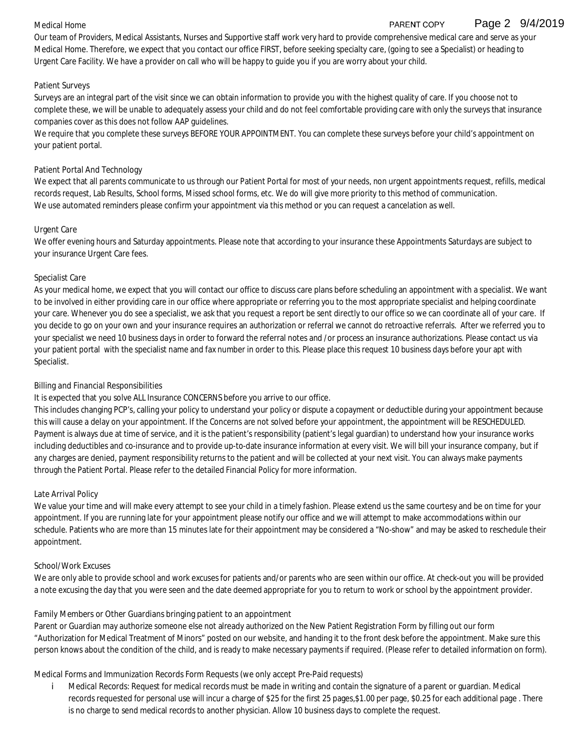## Medical Home

Our team of Providers, Medical Assistants, Nurses and Supportive staff work very hard to provide comprehensive medical care and serve as your Medical Home. Therefore, we expect that you contact our office FIRST, before seeking specialty care, (going to see a Specialist) or heading to Urgent Care Facility. We have a provider on call who will be happy to guide you if you are worry about your child.

## Patient Surveys

Surveys are an integral part of the visit since we can obtain information to provide you with the highest quality of care. If you choose not to complete these, we will be unable to adequately assess your child and do not feel comfortable providing care with only the surveys that insurance companies cover as this does not follow AAP guidelines.

We require that you complete these surveys BEFORE YOUR APPOINTMENT. You can complete these surveys before your child's appointment on your patient portal.

## Patient Portal And Technology

We expect that all parents communicate to us through our Patient Portal for most of your needs, non urgent appointments request, refills, medical records request, Lab Results, School forms, Missed school forms, etc. We do will give more priority to this method of communication.

We use automated reminders please confirm your appointment via this method or you can request a cancelation as well.

## Urgent Care

We offer evening hours and Saturday appointments. Please note that according to your insurance these Appointments Saturdays are subject to your insurance Urgent Care fees.

## Specialist Care

As your medical home, we expect that you will contact our office to discuss care plans before scheduling an appointment with a specialist. We want to be involved in either providing care in our office where appropriate or referring you to the most appropriate specialist and helping coordinate your care. Whenever you do see a specialist, we ask that you request a report be sent directly to our office so we can coordinate all of your care. If you decide to go on your own and your insurance requires an authorization or referral we cannot do retroactive referrals. After we referred you to your specialist we need 10 business days in order to forward the referral notes and /or process an insurance authorizations. Please contact us via your patient portal with the specialist name and fax number in order to this. Please place this request 10 business days before your apt with Specialist.

## Billing and Financial Responsibilities

It is expected that you solve ALL Insurance CONCERNS before you arrive to our office.

This includes changing PCP's, calling your policy to understand your policy or dispute a copayment or deductible during your appointment because this will cause a delay on your appointment. If the Concerns are not solved before your appointment, the appointment will be RESCHEDULED. Payment is always due at time of service, and it is the patient's responsibility (patient's legal guardian) to understand how your insurance works including deductibles and co-insurance and to provide up-to-date insurance information at every visit. We will bill your insurance company, but if any charges are denied, payment responsibility returns to the patient and will be collected at your next visit. You can always make payments through the Patient Portal. Please refer to the detailed Financial Policy for more information.

## Late Arrival Policy

We value your time and will make every attempt to see your child in a timely fashion. Please extend us the same courtesy and be on time for your appointment. If you are running late for your appointment please notify our office and we will attempt to make accommodations within our schedule. Patients who are more than 15 minutes late for their appointment may be considered a "No-show" and may be asked to reschedule their appointment.

## School/Work Excuses

We are only able to provide school and work excuses for patients and/or parents who are seen within our office. At check-out you will be provided a note excusing the day that you were seen and the date deemed appropriate for you to return to work or school by the appointment provider.

## Family Members or Other Guardians bringing patient to an appointment

Parent or Guardian may authorize someone else not already authorized on the New Patient Registration Form by filling out our form "Authorization for Medical Treatment of Minors" posted on our website, and handing it to the front desk before the appointment. Make sure this person knows about the condition of the child, and is ready to make necessary payments if required. (Please refer to detailed information on form).

## Medical Forms and Immunization Records Form Requests (we only accept Pre-Paid requests)

- Medical Records: Request for medical records must be made in writing and contain the signature of a parent or guardian. Medical records requested for personal use will incur a charge of $25 for the first 25 pages,$1.00 per page, $0.25 for each additional page . There is no charge to send medical records to another physician. Allow 10 business days to complete the request.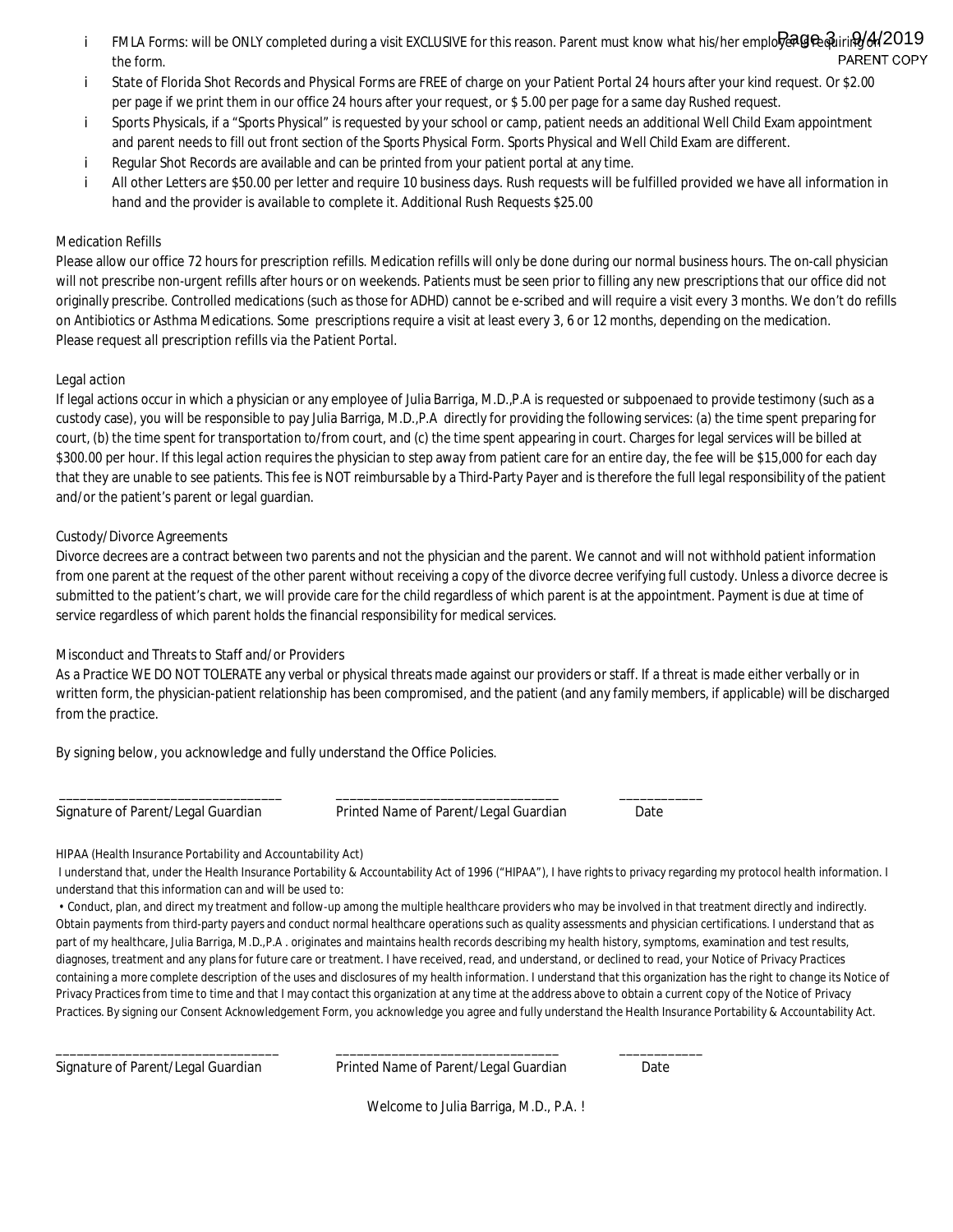- FMLA Forms: will be ONLY completed during a visit EXCLUSIVE for this reason. Parent must know what his/her employer is requiring on the form.
- State of Florida Shot Records and Physical Forms are FREE of charge on your Patient Portal 24 hours after your kind request. Or $2.00 per page if we print them in our office 24 hours after your request, or $ 5.00 per page for a same day Rushed request.
- Sports Physicals, if a "Sports Physical" is requested by your school or camp, patient needs an additional Well Child Exam appointment and parent needs to fill out front section of the Sports Physical Form. Sports Physical and Well Child Exam are different.
- Regular Shot Records are available and can be printed from your patient portal at any time.
- All other Letters are $50.00 per letter and require 10 business days. Rush requests will be fulfilled provided we have all information in hand and the provider is available to complete it. Additional Rush Requests $25.00

Medication Refills

Please allow our office 72 hours for prescription refills. Medication refills will only be done during our normal business hours. The on-call physician will not prescribe non-urgent refills after hours or on weekends. Patients must be seen prior to filling any new prescriptions that our office did not originally prescribe. Controlled medications (such as those for ADHD) cannot be e-scribed and will require a visit every 3 months. We don't do refills on Antibiotics or Asthma Medications. Some prescriptions require a visit at least every 3, 6 or 12 months, depending on the medication. Please request all prescription refills via the Patient Portal.

Legal action

If legal actions occur in which a physician or any employee of Julia Barriga, M.D.,P.A is requested or subpoenaed to provide testimony (such as a custody case), you will be responsible to pay Julia Barriga, M.D.,P.A directly for providing the following services: (a) the time spent preparing for court, (b) the time spent for transportation to/from court, and (c) the time spent appearing in court. Charges for legal services will be billed at $300.00 per hour. If this legal action requires the physician to step away from patient care for an entire day, the fee will be $15,000 for each day that they are unable to see patients. This fee is NOT reimbursable by a Third-Party Payer and is therefore the full legal responsibility of the patient and/or the patient's parent or legal guardian.

Custody/Divorce Agreements

Divorce decrees are a contract between two parents and not the physician and the parent. We cannot and will not withhold patient information from one parent at the request of the other parent without receiving a copy of the divorce decree verifying full custody. Unless a divorce decree is submitted to the patient's chart, we will provide care for the child regardless of which parent is at the appointment. Payment is due at time of service regardless of which parent holds the financial responsibility for medical services.

Misconduct and Threats to Staff and/or Providers

As a Practice WE DO NOT TOLERATE any verbal or physical threats made against our providers or staff. If a threat is made either verbally or in written form, the physician-patient relationship has been compromised, and the patient (and any family members, if applicable) will be discharged from the practice.

By signing below, you acknowledge and fully understand the Office Policies.

_______________________________ _______________________________ ____________

Signature of Parent/Legal Guardian Printed Name of Parent/Legal Guardian Date

HIPAA (Health Insurance Portability and Accountability Act)

I understand that, under the Health Insurance Portability & Accountability Act of 1996 ("HIPAA"), I have rights to privacy regarding my protocol health information. I understand that this information can and will be used to:

• Conduct, plan, and direct my treatment and follow-up among the multiple healthcare providers who may be involved in that treatment directly and indirectly. Obtain payments from third-party payers and conduct normal healthcare operations such as quality assessments and physician certifications. I understand that as part of my healthcare, Julia Barriga, M.D.,P.A . originates and maintains health records describing my health history, symptoms, examination and test results, diagnoses, treatment and any plans for future care or treatment. I have received, read, and understand, or declined to read, your Notice of Privacy Practices containing a more complete description of the uses and disclosures of my health information. I understand that this organization has the right to change its Notice of Privacy Practices from time to time and that I may contact this organization at any time at the address above to obtain a current copy of the Notice of Privacy Practices. By signing our Consent Acknowledgement Form, you acknowledge you agree and fully understand the Health Insurance Portability & Accountability Act.

_______________________________ _______________________________ ____________

Signature of Parent/Legal Guardian Printed Name of Parent/Legal Guardian Date

Welcome to Julia Barriga, M.D., P.A. !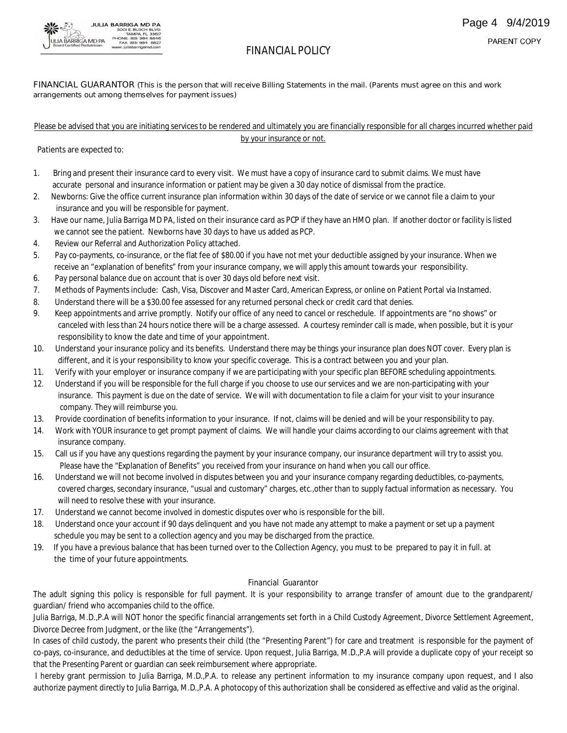JULIA BARRIGA MD PA
5001 E. BUSCH BLVD.
TAMPA, FL 33617
PHONE: (813) 984 8846
FAX: (813) 984 8827
www.juliabarrigamd.com

PARENT COPY

# FINANCIAL POLICY

FINANCIAL GUARANTOR (This is the person that will receive Billing Statements in the mail. (Parents must agree on this and work arrangements out among themselves for payment issues)

Please be advised that you are initiating services to be rendered and ultimately you are financially responsible for all charges incurred whether paid by your insurance or not.

Patients are expected to:

1. Bring and present their insurance card to every visit. We must have a copy of insurance card to submit claims. We must have accurate personal and insurance information or patient may be given a 30 day notice of dismissal from the practice.
2. Newborns: Give the office current insurance plan information within 30 days of the date of service or we cannot file a claim to your insurance and you will be responsible for payment.
3. Have our name, Julia Barriga MD PA, listed on their insurance card as PCP if they have an HMO plan. If another doctor or facility is listed we cannot see the patient. Newborns have 30 days to have us added as PCP.
4. Review our Referral and Authorization Policy attached.
5. Pay co-payments, co-insurance, or the flat fee of $80.00 if you have not met your deductible assigned by your insurance. When we receive an "explanation of benefits" from your insurance company, we will apply this amount towards your responsibility.
6. Pay personal balance due on account that is over 30 days old before next visit.
7. Methods of Payments include: Cash, Visa, Discover and Master Card, American Express, or online on Patient Portal via Instamed.
8. Understand there will be a $30.00 fee assessed for any returned personal check or credit card that denies.
9. Keep appointments and arrive promptly. Notify our office of any need to cancel or reschedule. If appointments are "no shows" or canceled with less than 24 hours notice there will be a charge assessed. A courtesy reminder call is made, when possible, but it is your responsibility to know the date and time of your appointment.
10. Understand your insurance policy and its benefits. Understand there may be things your insurance plan does NOT cover. Every plan is different, and it is your responsibility to know your specific coverage. This is a contract between you and your plan.
11. Verify with your employer or insurance company if we are participating with your specific plan BEFORE scheduling appointments.
12. Understand if you will be responsible for the full charge if you choose to use our services and we are non-participating with your insurance. This payment is due on the date of service. We will with documentation to file a claim for your visit to your insurance company. They will reimburse you.
13. Provide coordination of benefits information to your insurance. If not, claims will be denied and will be your responsibility to pay.
14. Work with YOUR insurance to get prompt payment of claims. We will handle your claims according to our claims agreement with that insurance company.
15. Call us if you have any questions regarding the payment by your insurance company, our insurance department will try to assist you. Please have the "Explanation of Benefits" you received from your insurance on hand when you call our office.
16. Understand we will not become involved in disputes between you and your insurance company regarding deductibles, co-payments, covered charges, secondary insurance, "usual and customary" charges, etc.,other than to supply factual information as necessary. You will need to resolve these with your insurance.
17. Understand we cannot become involved in domestic disputes over who is responsible for the bill.
18. Understand once your account if 90 days delinquent and you have not made any attempt to make a payment or set up a payment schedule you may be sent to a collection agency and you may be discharged from the practice.
19. If you have a previous balance that has been turned over to the Collection Agency, you must to be prepared to pay it in full. at the time of your future appointments.

## Financial Guarantor

The adult signing this policy is responsible for full payment. It is your responsibility to arrange transfer of amount due to the grandparent/ guardian/ friend who accompanies child to the office.

Julia Barriga, M.D.,P.A will NOT honor the specific financial arrangements set forth in a Child Custody Agreement, Divorce Settlement Agreement, Divorce Decree from Judgment, or the like (the "Arrangements").

In cases of child custody, the parent who presents their child (the "Presenting Parent") for care and treatment is responsible for the payment of co-pays, co-insurance, and deductibles at the time of service. Upon request, Julia Barriga, M.D.,P.A will provide a duplicate copy of your receipt so that the Presenting Parent or guardian can seek reimbursement where appropriate.

I hereby grant permission to Julia Barriga, M.D.,P.A. to release any pertinent information to my insurance company upon request, and I also authorize payment directly to Julia Barriga, M.D.,P.A. A photocopy of this authorization shall be considered as effective and valid as the original.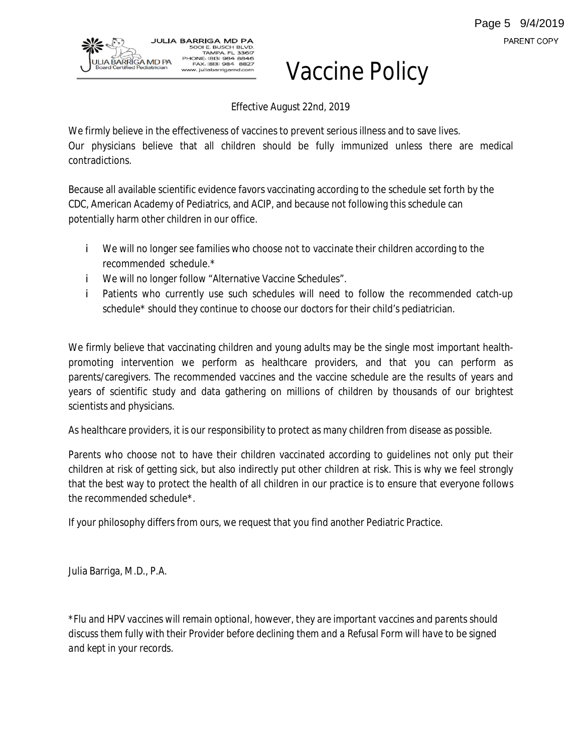JULIA BARRIGA MD PA
5001 E. BUSCH BLVD.
TAMPA, FL 33617
PHONE: (813) 984 8846
FAX: (813) 984 8827
www.juliabarrigamd.com

PARENT COPY

# Vaccine Policy

Effective August 22nd, 2019

We firmly believe in the effectiveness of vaccines to prevent serious illness and to save lives.
Our physicians believe that all children should be fully immunized unless there are medical contradictions.

Because all available scientific evidence favors vaccinating according to the schedule set forth by the CDC, American Academy of Pediatrics, and ACIP, and because not following this schedule can potentially harm other children in our office.

- We will no longer see families who choose not to vaccinate their children according to the recommended schedule.*
- We will no longer follow "Alternative Vaccine Schedules".
- Patients who currently use such schedules will need to follow the recommended catch-up schedule* should they continue to choose our doctors for their child's pediatrician.

We firmly believe that vaccinating children and young adults may be the single most important health-promoting intervention we perform as healthcare providers, and that you can perform as parents/caregivers. The recommended vaccines and the vaccine schedule are the results of years and years of scientific study and data gathering on millions of children by thousands of our brightest scientists and physicians.

As healthcare providers, it is our responsibility to protect as many children from disease as possible.

Parents who choose not to have their children vaccinated according to guidelines not only put their children at risk of getting sick, but also indirectly put other children at risk. This is why we feel strongly that the best way to protect the health of all children in our practice is to ensure that everyone follows the recommended schedule*.

If your philosophy differs from ours, we request that you find another Pediatric Practice.

Julia Barriga, M.D., P.A.

*\*Flu and HPV vaccines will remain optional, however, they are important vaccines and parents should discuss them fully with their Provider before declining them and a Refusal Form will have to be signed and kept in your records.*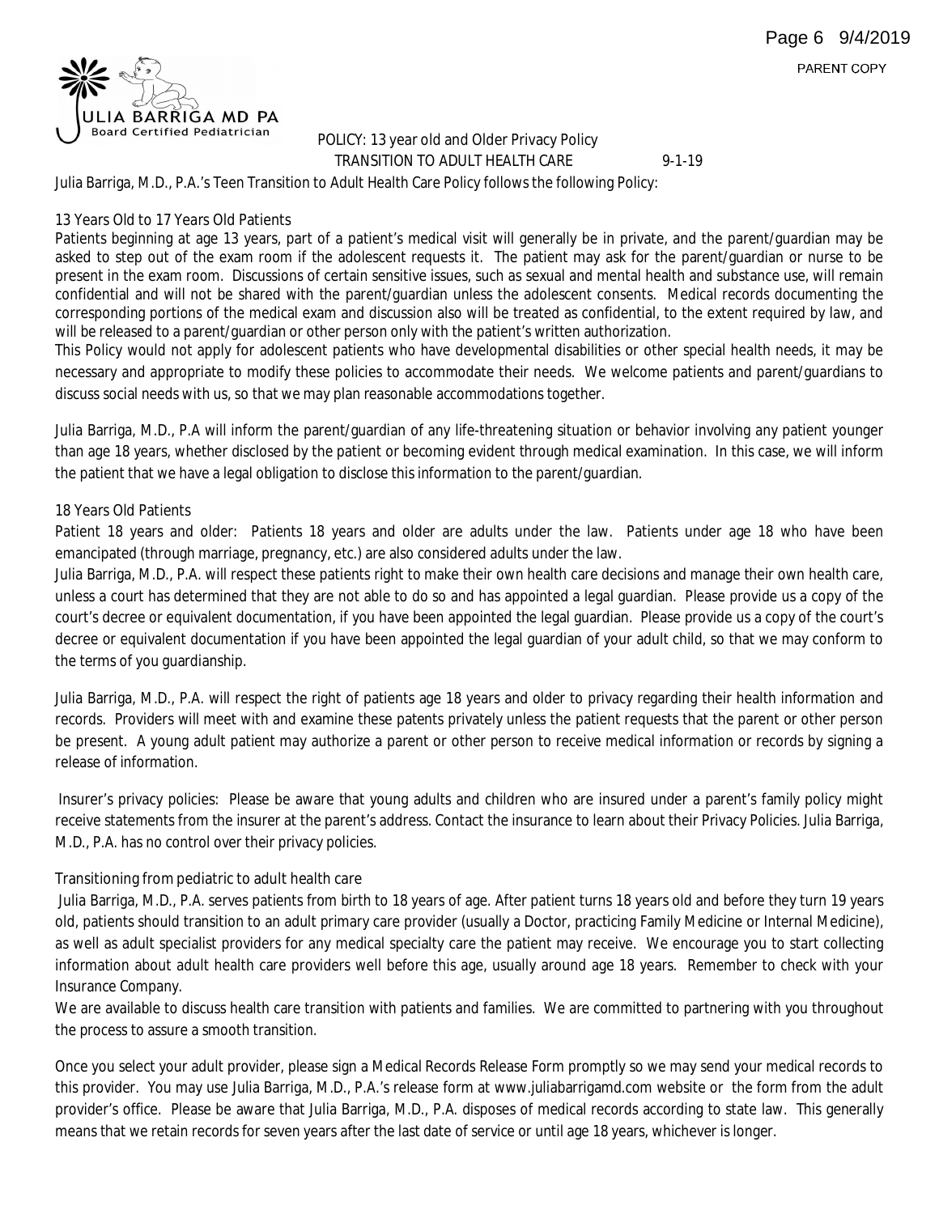JULIA BARRIGA MD PA
Board Certified Pediatrician

POLICY: 13 year old and Older Privacy Policy
TRANSITION TO ADULT HEALTH CARE 9-1-19

Julia Barriga, M.D., P.A.'s Teen Transition to Adult Health Care Policy follows the following Policy:

## 13 Years Old to 17 Years Old Patients

Patients beginning at age 13 years, part of a patient's medical visit will generally be in private, and the parent/guardian may be asked to step out of the exam room if the adolescent requests it. The patient may ask for the parent/guardian or nurse to be present in the exam room. Discussions of certain sensitive issues, such as sexual and mental health and substance use, will remain confidential and will not be shared with the parent/guardian unless the adolescent consents. Medical records documenting the corresponding portions of the medical exam and discussion also will be treated as confidential, to the extent required by law, and will be released to a parent/guardian or other person only with the patient's written authorization.

This Policy would not apply for adolescent patients who have developmental disabilities or other special health needs, it may be necessary and appropriate to modify these policies to accommodate their needs. We welcome patients and parent/guardians to discuss social needs with us, so that we may plan reasonable accommodations together.

Julia Barriga, M.D., P.A will inform the parent/guardian of any life-threatening situation or behavior involving any patient younger than age 18 years, whether disclosed by the patient or becoming evident through medical examination. In this case, we will inform the patient that we have a legal obligation to disclose this information to the parent/guardian.

## 18 Years Old Patients

Patient 18 years and older: Patients 18 years and older are adults under the law. Patients under age 18 who have been emancipated (through marriage, pregnancy, etc.) are also considered adults under the law.

Julia Barriga, M.D., P.A. will respect these patients right to make their own health care decisions and manage their own health care, unless a court has determined that they are not able to do so and has appointed a legal guardian. Please provide us a copy of the court's decree or equivalent documentation, if you have been appointed the legal guardian. Please provide us a copy of the court's decree or equivalent documentation if you have been appointed the legal guardian of your adult child, so that we may conform to the terms of you guardianship.

Julia Barriga, M.D., P.A. will respect the right of patients age 18 years and older to privacy regarding their health information and records. Providers will meet with and examine these patents privately unless the patient requests that the parent or other person be present. A young adult patient may authorize a parent or other person to receive medical information or records by signing a release of information.

Insurer's privacy policies: Please be aware that young adults and children who are insured under a parent's family policy might receive statements from the insurer at the parent's address. Contact the insurance to learn about their Privacy Policies. Julia Barriga, M.D., P.A. has no control over their privacy policies.

## Transitioning from pediatric to adult health care

Julia Barriga, M.D., P.A. serves patients from birth to 18 years of age. After patient turns 18 years old and before they turn 19 years old, patients should transition to an adult primary care provider (usually a Doctor, practicing Family Medicine or Internal Medicine), as well as adult specialist providers for any medical specialty care the patient may receive. We encourage you to start collecting information about adult health care providers well before this age, usually around age 18 years. Remember to check with your Insurance Company.

We are available to discuss health care transition with patients and families. We are committed to partnering with you throughout the process to assure a smooth transition.

Once you select your adult provider, please sign a Medical Records Release Form promptly so we may send your medical records to this provider. You may use Julia Barriga, M.D., P.A.'s release form at www.juliabarrigamd.com website or the form from the adult provider's office. Please be aware that Julia Barriga, M.D., P.A. disposes of medical records according to state law. This generally means that we retain records for seven years after the last date of service or until age 18 years, whichever is longer.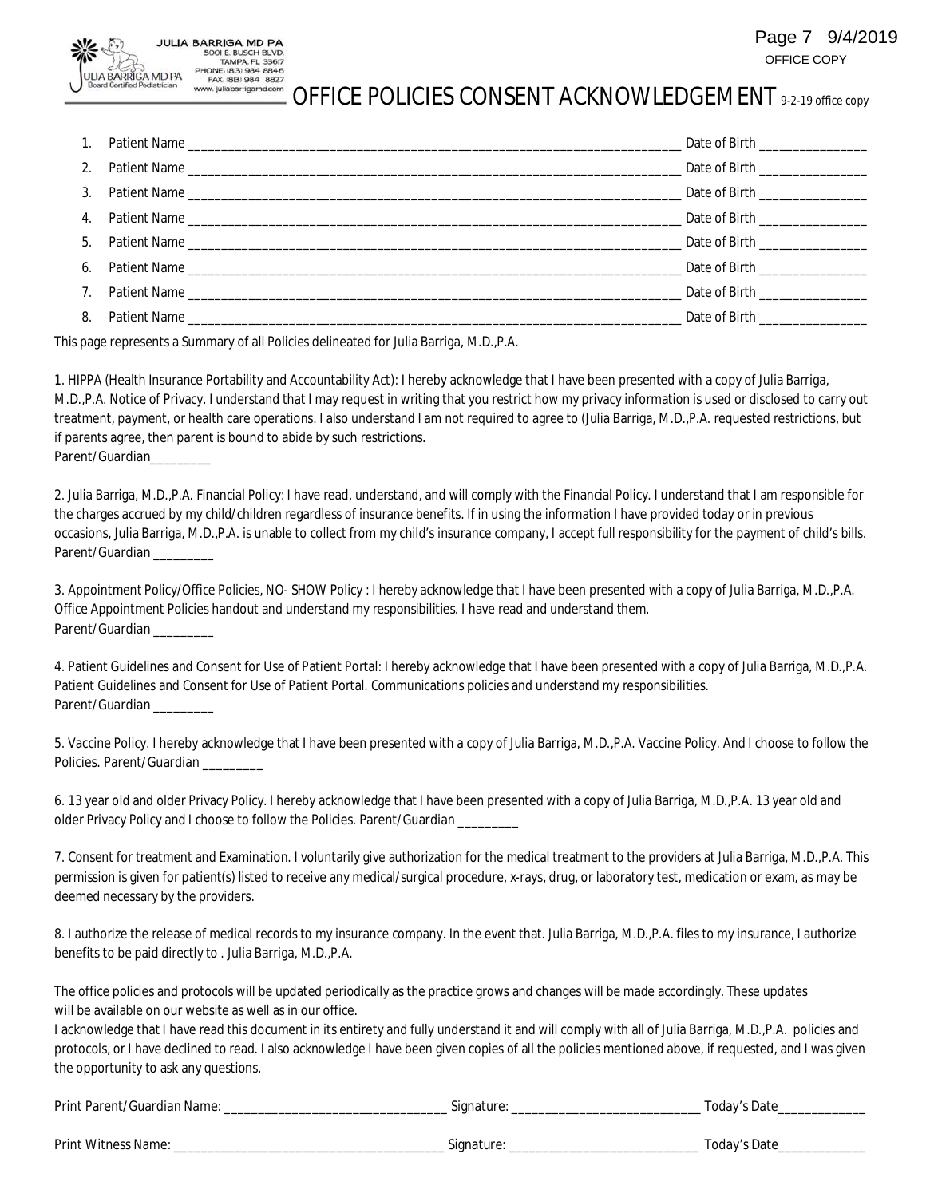JULIA BARRIGA MD PA
5001 E. BUSCH BLVD.
TAMPA, FL 33617
PHONE: (813) 984 8846
FAX: (813) 984 8827
www.juliabarrigamd.com

JULIA BARRIGA MD PA
Board Certified Pediatrician

OFFICE COPY

# OFFICE POLICIES CONSENT ACKNOWLEDGEMENT 9-2-19 office copy

1. Patient Name ____________________________________________________________ Date of Birth ______________
2. Patient Name ____________________________________________________________ Date of Birth ______________
3. Patient Name ____________________________________________________________ Date of Birth ______________
4. Patient Name ____________________________________________________________ Date of Birth ______________
5. Patient Name ____________________________________________________________ Date of Birth ______________
6. Patient Name ____________________________________________________________ Date of Birth ______________
7. Patient Name ____________________________________________________________ Date of Birth ______________
8. Patient Name ____________________________________________________________ Date of Birth ______________

This page represents a Summary of all Policies delineated for Julia Barriga, M.D.,P.A.

1. HIPPA (Health Insurance Portability and Accountability Act): I hereby acknowledge that I have been presented with a copy of Julia Barriga, M.D.,P.A. Notice of Privacy. I understand that I may request in writing that you restrict how my privacy information is used or disclosed to carry out treatment, payment, or health care operations. I also understand I am not required to agree to (Julia Barriga, M.D.,P.A. requested restrictions, but if parents agree, then parent is bound to abide by such restrictions.
Parent/Guardian_________

2. Julia Barriga, M.D.,P.A. Financial Policy: I have read, understand, and will comply with the Financial Policy. I understand that I am responsible for the charges accrued by my child/children regardless of insurance benefits. If in using the information I have provided today or in previous occasions, Julia Barriga, M.D.,P.A. is unable to collect from my child's insurance company, I accept full responsibility for the payment of child's bills.
Parent/Guardian _________

3. Appointment Policy/Office Policies, NO- SHOW Policy : I hereby acknowledge that I have been presented with a copy of Julia Barriga, M.D.,P.A. Office Appointment Policies handout and understand my responsibilities. I have read and understand them.
Parent/Guardian _________

4. Patient Guidelines and Consent for Use of Patient Portal: I hereby acknowledge that I have been presented with a copy of Julia Barriga, M.D.,P.A. Patient Guidelines and Consent for Use of Patient Portal. Communications policies and understand my responsibilities.
Parent/Guardian _________

5. Vaccine Policy. I hereby acknowledge that I have been presented with a copy of Julia Barriga, M.D.,P.A. Vaccine Policy. And I choose to follow the Policies. Parent/Guardian _________

6. 13 year old and older Privacy Policy. I hereby acknowledge that I have been presented with a copy of Julia Barriga, M.D.,P.A. 13 year old and older Privacy Policy and I choose to follow the Policies. Parent/Guardian _________

7. Consent for treatment and Examination. I voluntarily give authorization for the medical treatment to the providers at Julia Barriga, M.D.,P.A. This permission is given for patient(s) listed to receive any medical/surgical procedure, x-rays, drug, or laboratory test, medication or exam, as may be deemed necessary by the providers.

8. I authorize the release of medical records to my insurance company. In the event that. Julia Barriga, M.D.,P.A. files to my insurance, I authorize benefits to be paid directly to . Julia Barriga, M.D.,P.A.

The office policies and protocols will be updated periodically as the practice grows and changes will be made accordingly. These updates will be available on our website as well as in our office.
I acknowledge that I have read this document in its entirety and fully understand it and will comply with all of Julia Barriga, M.D.,P.A. policies and protocols, or I have declined to read. I also acknowledge I have been given copies of all the policies mentioned above, if requested, and I was given the opportunity to ask any questions.

Print Parent/Guardian Name: ________________________________ Signature: ___________________________ Today's Date_____________

Print Witness Name: ______________________________________ Signature: ___________________________ Today's Date_____________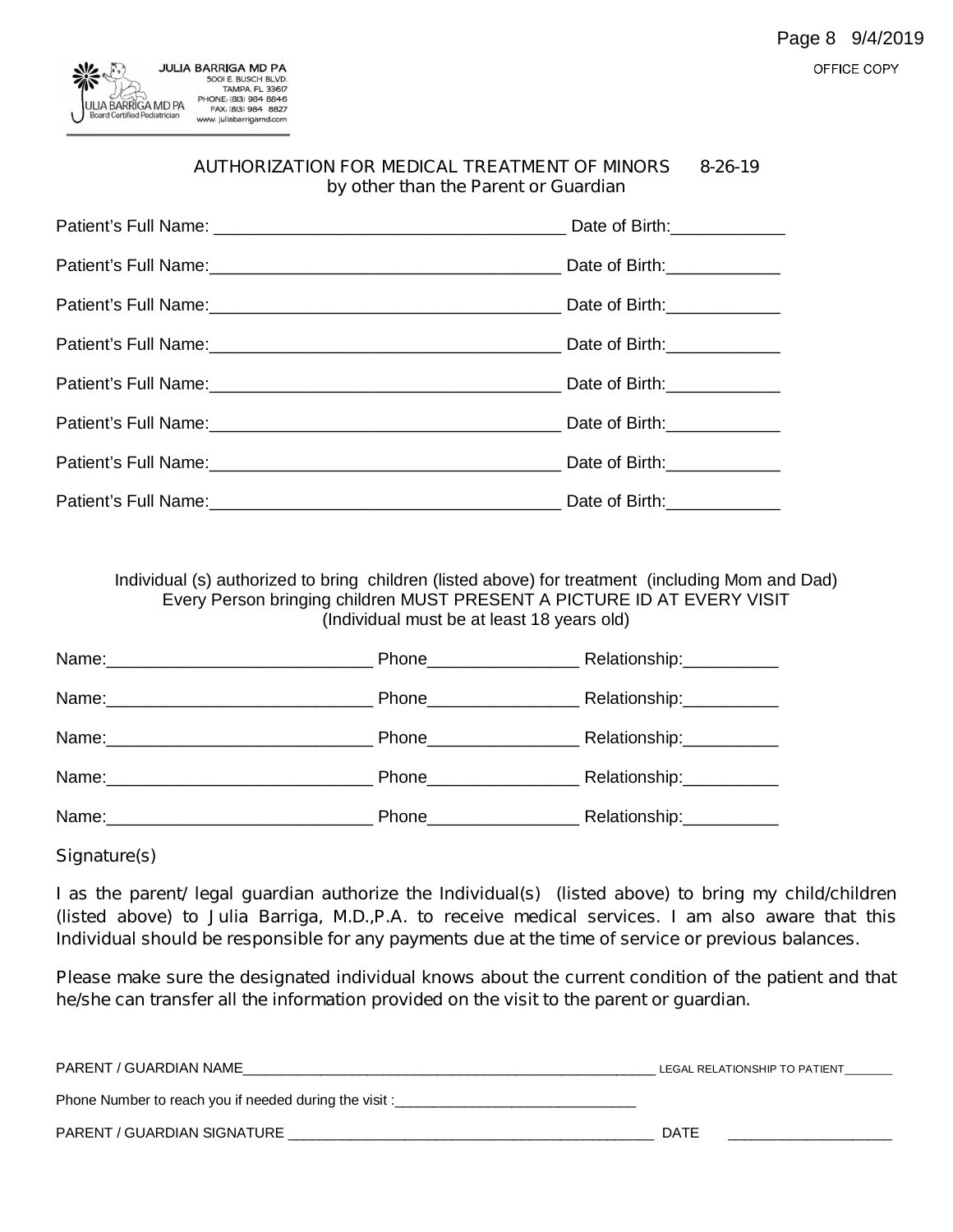OFFICE COPY

JULIA BARRIGA MD PA
5001 E. BUSCH BLVD.
TAMPA, FL 33617
PHONE: (813) 984 8846
FAX: (813) 984 8827
www.juliabarrigamd.com

JULIA BARRIGA MD PA
Board Certified Pediatrician

## AUTHORIZATION FOR MEDICAL TREATMENT OF MINORS 8-26-19
### by other than the Parent or Guardian

Patient's Full Name: ______________________________________ Date of Birth:____________

Patient's Full Name:______________________________________ Date of Birth:____________

Patient's Full Name:______________________________________ Date of Birth:____________

Patient's Full Name:______________________________________ Date of Birth:____________

Patient's Full Name:______________________________________ Date of Birth:____________

Patient's Full Name:______________________________________ Date of Birth:____________

Patient's Full Name:______________________________________ Date of Birth:____________

Patient's Full Name:______________________________________ Date of Birth:____________

Individual (s) authorized to bring children (listed above) for treatment (including Mom and Dad)
Every Person bringing children MUST PRESENT A PICTURE ID AT EVERY VISIT
(Individual must be at least 18 years old)

Name:_____________________________ Phone________________ Relationship:__________

Name:_____________________________ Phone________________ Relationship:__________

Name:_____________________________ Phone________________ Relationship:__________

Name:_____________________________ Phone________________ Relationship:__________

Name:_____________________________ Phone________________ Relationship:__________

Signature(s)

I as the parent/ legal guardian authorize the Individual(s) (listed above) to bring my child/children (listed above) to Julia Barriga, M.D.,P.A. to receive medical services. I am also aware that this Individual should be responsible for any payments due at the time of service or previous balances.

Please make sure the designated individual knows about the current condition of the patient and that he/she can transfer all the information provided on the visit to the parent or guardian.

PARENT / GUARDIAN NAME_______________________________________________________ LEGAL RELATIONSHIP TO PATIENT_______

Phone Number to reach you if needed during the visit :_______________________________

PARENT / GUARDIAN SIGNATURE _______________________________________________ DATE ____________________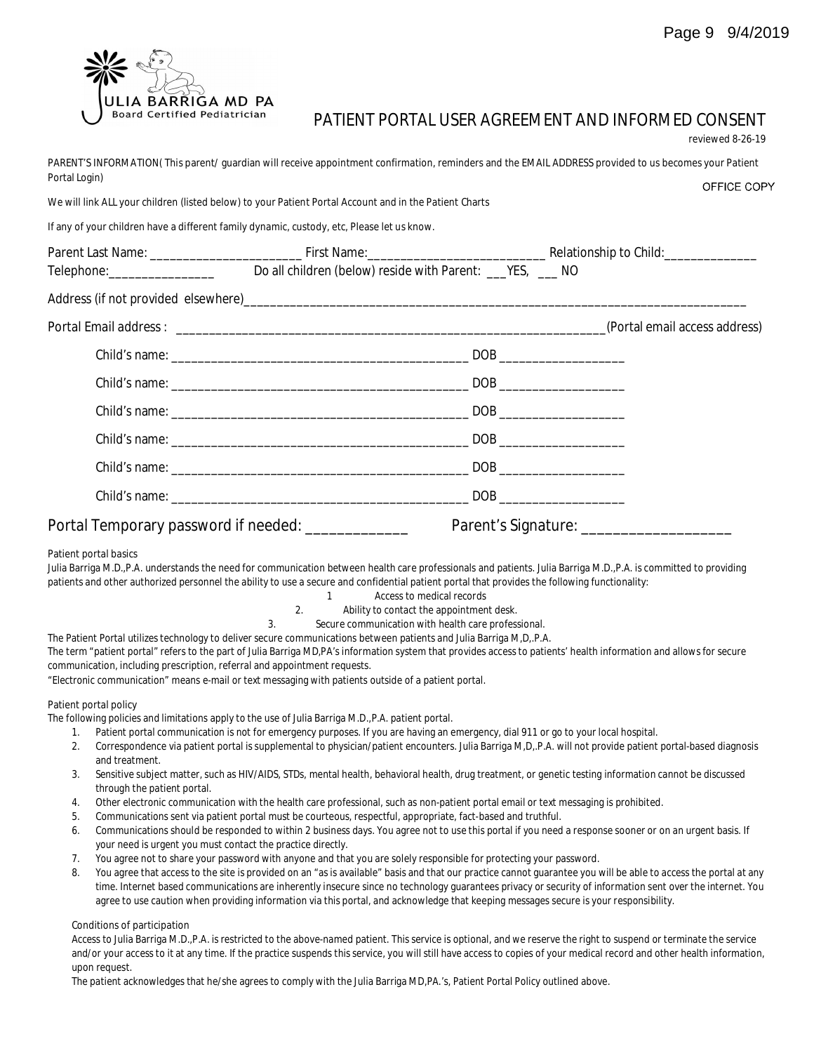JULIA BARRIGA MD PA
Board Certified Pediatrician

# PATIENT PORTAL USER AGREEMENT AND INFORMED CONSENT

reviewed 8-26-19

PARENT'S INFORMATION( This parent/ guardian will receive appointment confirmation, reminders and the EMAIL ADDRESS provided to us becomes your Patient Portal Login)

OFFICE COPY

We will link ALL your children (listed below) to your Patient Portal Account and in the Patient Charts

If any of your children have a different family dynamic, custody, etc, Please let us know.

Parent Last Name: ________________________ First Name:____________________________ Relationship to Child:______________

Telephone:________________ Do all children (below) reside with Parent: ___YES, ___ NO

Address (if not provided elsewhere)_______________________________________________________________________________

Portal Email address : _________________________________________________________________(Portal email access address)

Child's name: _____________________________________________ DOB ___________________

Child's name: _____________________________________________ DOB ___________________

Child's name: _____________________________________________ DOB ___________________

Child's name: _____________________________________________ DOB ___________________

Child's name: _____________________________________________ DOB ___________________

Child's name: _____________________________________________ DOB ___________________

Portal Temporary password if needed: _____________ Parent's Signature: ___________________

Patient portal basics

Julia Barriga M.D.,P.A. understands the need for communication between health care professionals and patients. Julia Barriga M.D.,P.A. is committed to providing patients and other authorized personnel the ability to use a secure and confidential patient portal that provides the following functionality:

1 Access to medical records
2. Ability to contact the appointment desk.
3. Secure communication with health care professional.

The Patient Portal utilizes technology to deliver secure communications between patients and Julia Barriga M,D,.P.A.

The term "patient portal" refers to the part of Julia Barriga MD,PA's information system that provides access to patients' health information and allows for secure communication, including prescription, referral and appointment requests.

"Electronic communication" means e-mail or text messaging with patients outside of a patient portal.

Patient portal policy

The following policies and limitations apply to the use of Julia Barriga M.D.,P.A. patient portal.

1. Patient portal communication is not for emergency purposes. If you are having an emergency, dial 911 or go to your local hospital.
2. Correspondence via patient portal is supplemental to physician/patient encounters. Julia Barriga M,D,.P.A. will not provide patient portal-based diagnosis and treatment.
3. Sensitive subject matter, such as HIV/AIDS, STDs, mental health, behavioral health, drug treatment, or genetic testing information cannot be discussed through the patient portal.
4. Other electronic communication with the health care professional, such as non-patient portal email or text messaging is prohibited.
5. Communications sent via patient portal must be courteous, respectful, appropriate, fact-based and truthful.
6. Communications should be responded to within 2 business days. You agree not to use this portal if you need a response sooner or on an urgent basis. If your need is urgent you must contact the practice directly.
7. You agree not to share your password with anyone and that you are solely responsible for protecting your password.
8. You agree that access to the site is provided on an "as is available" basis and that our practice cannot guarantee you will be able to access the portal at any time. Internet based communications are inherently insecure since no technology guarantees privacy or security of information sent over the internet. You agree to use caution when providing information via this portal, and acknowledge that keeping messages secure is your responsibility.

Conditions of participation

Access to Julia Barriga M.D.,P.A. is restricted to the above-named patient. This service is optional, and we reserve the right to suspend or terminate the service and/or your access to it at any time. If the practice suspends this service, you will still have access to copies of your medical record and other health information, upon request.

The patient acknowledges that he/she agrees to comply with the Julia Barriga MD,PA.'s, Patient Portal Policy outlined above.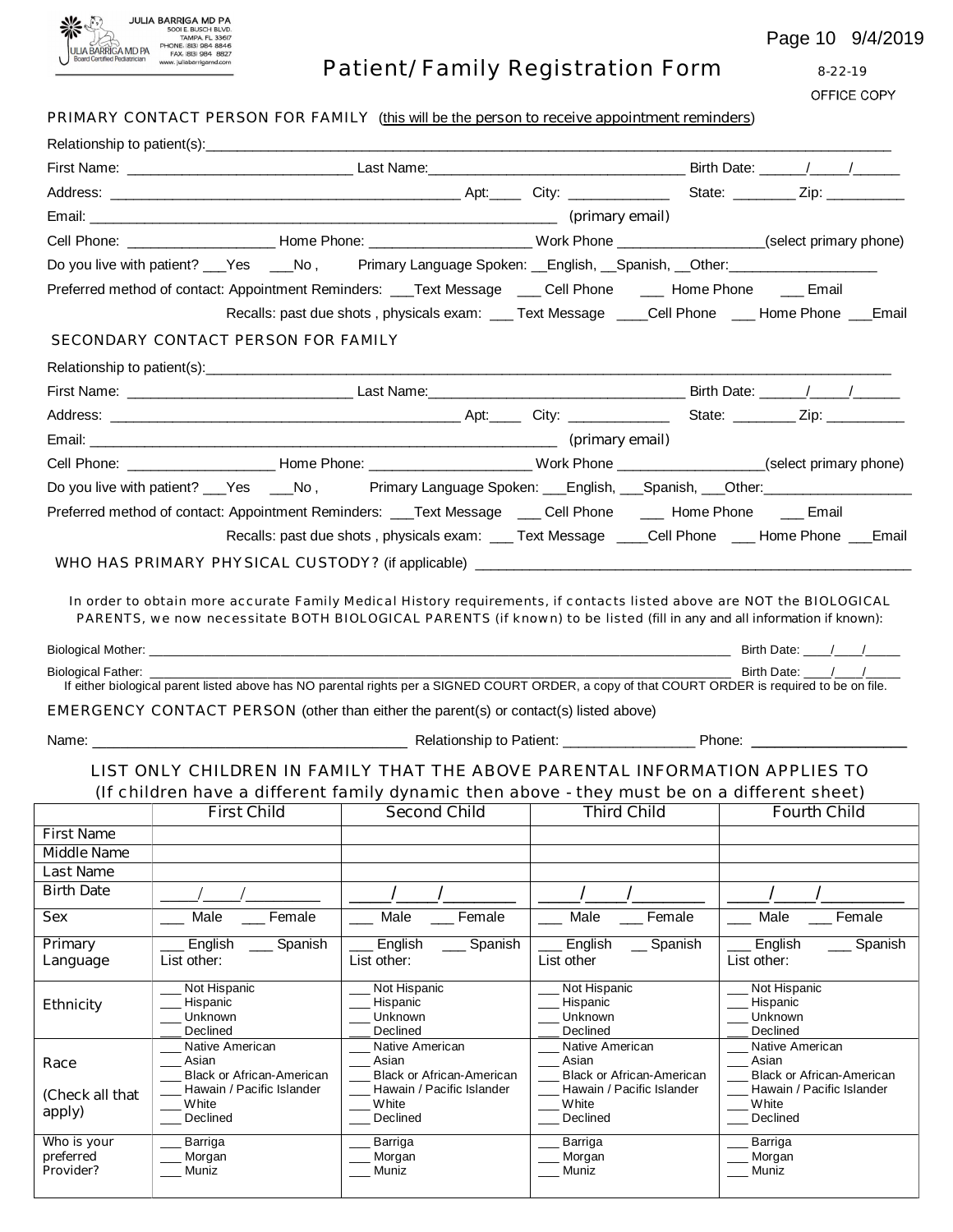JULIA BARRIGA MD PA
5001 E. BUSCH BLVD.
TAMPA, FL 33617
PHONE: (813) 984 8846
FAX: (813) 984 8827
www.juliabarrigamd.com
JULIA BARRIGA MD PA
Board Certified Pediatrician

# Patient/Family Registration Form

8-22-19

OFFICE COPY

## PRIMARY CONTACT PERSON FOR FAMILY (this will be the person to receive appointment reminders)

Relationship to patient(s):___________________________________________________________________________

First Name: ____________________________ Last Name:________________________________ Birth Date: ______/_____/______

Address: ____________________________________________ Apt:____ City: _____________ State: ________ Zip: __________

Email: ___________________________________________________________ (primary email)

Cell Phone: __________________ Home Phone: ____________________ Work Phone __________________(select primary phone)

Do you live with patient? ___Yes ___No , Primary Language Spoken: __English, __Spanish, __Other:___________________

Preferred method of contact: Appointment Reminders: ___Text Message ___ Cell Phone ___ Home Phone ___ Email

Recalls: past due shots , physicals exam: ___ Text Message ____Cell Phone ___ Home Phone ___Email

## SECONDARY CONTACT PERSON FOR FAMILY

Relationship to patient(s):___________________________________________________________________________

First Name: ____________________________ Last Name:________________________________ Birth Date: ______/_____/______

Address: ____________________________________________ Apt:____ City: _____________ State: ________ Zip: __________

Email: ___________________________________________________________ (primary email)

Cell Phone: __________________ Home Phone: ____________________ Work Phone __________________(select primary phone)

Do you live with patient? ___Yes ___No , Primary Language Spoken: ___English, ___Spanish, ___Other:___________________

Preferred method of contact: Appointment Reminders: ___Text Message ___ Cell Phone ___ Home Phone ___ Email

Recalls: past due shots , physicals exam: ___ Text Message ____Cell Phone ___ Home Phone ___Email

WHO HAS PRIMARY PHYSICAL CUSTODY? (if applicable) _______________________________________________________

In order to obtain more accurate Family Medical History requirements, if contacts listed above are NOT the BIOLOGICAL PARENTS, we now necessitate BOTH BIOLOGICAL PARENTS (if known) to be listed (fill in any and all information if known):

Biological Mother: ______________________________________________________________________________ Birth Date: ____/____/_____

Biological Father: ______________________________________________________________________________ Birth Date: ____/____/_____

If either biological parent listed above has NO parental rights per a SIGNED COURT ORDER, a copy of that COURT ORDER is required to be on file.

## EMERGENCY CONTACT PERSON (other than either the parent(s) or contact(s) listed above)

Name: ________________________________________ Relationship to Patient: _________________ Phone: ____________________

## LIST ONLY CHILDREN IN FAMILY THAT THE ABOVE PARENTAL INFORMATION APPLIES TO

(If children have a different family dynamic then above - they must be on a different sheet)

| | First Child | Second Child | Third Child | Fourth Child |
|---|---|---|---|---|
| First Name | | | | |
| Middle Name | | | | |
| Last Name | | | | |
| Birth Date | _____/_____/__________ | _____/_____/__________ | _____/_____/__________ | _____/_____/__________ |
| Sex | ___ Male ___ Female | ___ Male ___ Female | ___ Male ___ Female | ___ Male ___ Female |
| Primary Language | ___ English ___ Spanish<br>List other: | ___ English ___ Spanish<br>List other: | ___ English __ Spanish<br>List other | ___ English ___ Spanish<br>List other: |
| Ethnicity | ___ Not Hispanic<br>___ Hispanic<br>___ Unknown<br>___ Declined | ___ Not Hispanic<br>___ Hispanic<br>___ Unknown<br>___ Declined | ___ Not Hispanic<br>___ Hispanic<br>___ Unknown<br>___ Declined | ___ Not Hispanic<br>___ Hispanic<br>___ Unknown<br>___ Declined |
| Race<br>(Check all that apply) | ___ Native American<br>___ Asian<br>___ Black or African-American<br>___ Hawain / Pacific Islander<br>___ White<br>___ Declined | ___ Native American<br>___ Asian<br>___ Black or African-American<br>___ Hawain / Pacific Islander<br>___ White<br>___ Declined | ___ Native American<br>___ Asian<br>___ Black or African-American<br>___ Hawain / Pacific Islander<br>___ White<br>___ Declined | ___ Native American<br>___ Asian<br>___ Black or African-American<br>___ Hawain / Pacific Islander<br>___ White<br>___ Declined |
| Who is your preferred Provider? | ___ Barriga<br>___ Morgan<br>___ Muniz | ___ Barriga<br>___ Morgan<br>___ Muniz | ___ Barriga<br>___ Morgan<br>___ Muniz | ___ Barriga<br>___ Morgan<br>___ Muniz |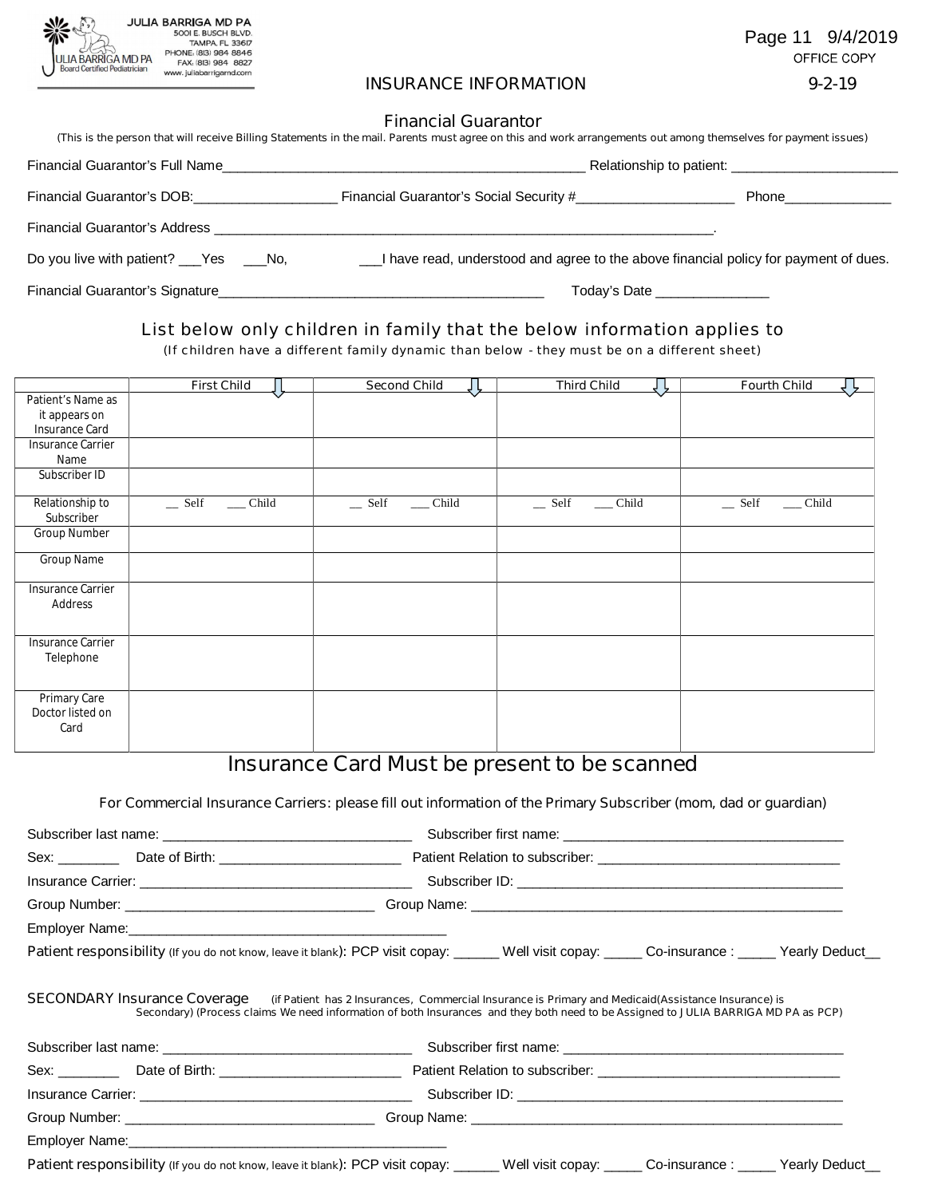JULIA BARRIGA MD PA
5001 E. BUSCH BLVD.
TAMPA, FL 33617
PHONE: (813) 984 8846
FAX: (813) 984 8827
www.juliabarrigamd.com

JULIA BARRIGA MD PA
Board Certified Pediatrician

Page 11 9/4/2019
OFFICE COPY

# INSURANCE INFORMATION

9-2-19

## Financial Guarantor

(This is the person that will receive Billing Statements in the mail. Parents must agree on this and work arrangements out among themselves for payment issues)

Financial Guarantor's Full Name_________________________________________________ Relationship to patient: _____________________

Financial Guarantor's DOB:___________________ Financial Guarantor's Social Security #_____________________ Phone______________

Financial Guarantor's Address ____________________________________________________________________.

Do you live with patient? ___Yes ___No, ___I have read, understood and agree to the above financial policy for payment of dues.

Financial Guarantor's Signature__________________________________________ Today's Date _______________

## List below only children in family that the below information applies to

(If children have a different family dynamic than below - they must be on a different sheet)

| | First Child | Second Child | Third Child | Fourth Child |
|---|---|---|---|---|
| Patient's Name as it appears on Insurance Card | | | | |
| Insurance Carrier Name | | | | |
| Subscriber ID | | | | |
| Relationship to Subscriber | __ Self ___ Child | __ Self ___ Child | __ Self ___ Child | __ Self ___ Child |
| Group Number | | | | |
| Group Name | | | | |
| Insurance Carrier Address | | | | |
| Insurance Carrier Telephone | | | | |
| Primary Care Doctor listed on Card | | | | |

## Insurance Card Must be present to be scanned

For Commercial Insurance Carriers: please fill out information of the Primary Subscriber (mom, dad or guardian)

Subscriber last name: _________________________________ Subscriber first name: _____________________________________

Sex: ________ Date of Birth: ________________________ Patient Relation to subscriber: ________________________________

Insurance Carrier: ___________________________________ Subscriber ID: ___________________________________________

Group Number: _________________________________ Group Name: ___________________________________________________

Employer Name:___________________________________________

**Patient responsibility** (If you do not know, leave it blank): PCP visit copay: ______ Well visit copay: _____ Co-insurance : _____ Yearly Deduct__

**SECONDARY Insurance Coverage** (if Patient has 2 Insurances, Commercial Insurance is Primary and Medicaid(Assistance Insurance) is Secondary) (Process claims We need information of both Insurances and they both need to be Assigned to JULIA BARRIGA MD PA as PCP)

Subscriber last name: _________________________________ Subscriber first name: _____________________________________

Sex: ________ Date of Birth: ________________________ Patient Relation to subscriber: ________________________________

Insurance Carrier: ___________________________________ Subscriber ID: ___________________________________________

Group Number: _________________________________ Group Name: ___________________________________________________

Employer Name:___________________________________________

**Patient responsibility** (If you do not know, leave it blank): PCP visit copay: ______ Well visit copay: _____ Co-insurance : _____ Yearly Deduct__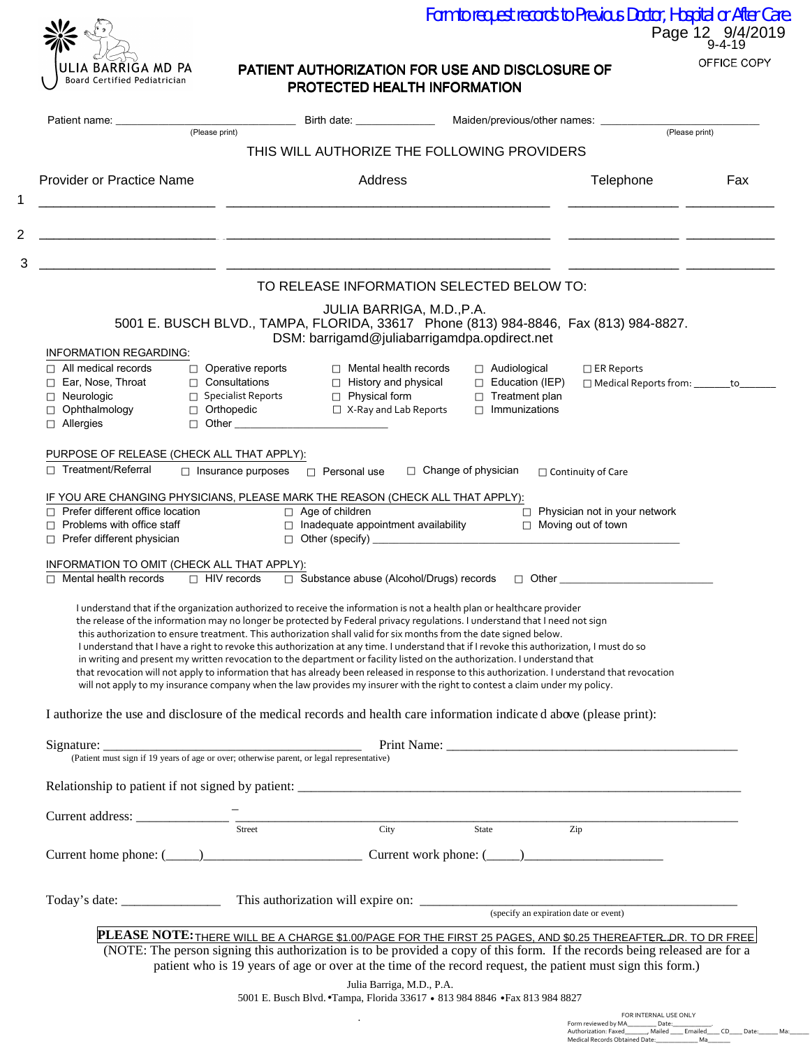Form to request records to Previous Doctor, Hospital or After Care.

9-4-19

OFFICE COPY

JULIA BARRIGA MD PA
Board Certified Pediatrician

# PATIENT AUTHORIZATION FOR USE AND DISCLOSURE OF PROTECTED HEALTH INFORMATION

Patient name: ______________________________ (Please print) Birth date: ______________ Maiden/previous/other names: __________________________ (Please print)

## THIS WILL AUTHORIZE THE FOLLOWING PROVIDERS

| | Provider or Practice Name | Address | Telephone | Fax |
|---|---|---|---|---|
| 1 | ____________________ | ____________________________________ | ____________ | __________ |
| 2 | ____________________ | ____________________________________ | ____________ | __________ |
| 3 | ____________________ | ____________________________________ | ____________ | __________ |

## TO RELEASE INFORMATION SELECTED BELOW TO:

JULIA BARRIGA, M.D.,P.A.
5001 E. BUSCH BLVD., TAMPA, FLORIDA, 33617 Phone (813) 984-8846, Fax (813) 984-8827.
DSM: barrigamd@juliabarrigamdpa.opdirect.net

INFORMATION REGARDING:

- ☐ All medical records
- ☐ Ear, Nose, Throat
- ☐ Neurologic
- ☐ Ophthalmology
- ☐ Allergies
- ☐ Operative reports
- ☐ Consultations
- ☐ Specialist Reports
- ☐ Orthopedic
- ☐ Other ______________________
- ☐ Mental health records
- ☐ History and physical
- ☐ Physical form
- ☐ X-Ray and Lab Reports
- ☐ Audiological
- ☐ Education (IEP)
- ☐ Treatment plan
- ☐ Immunizations
- ☐ ER Reports
- ☐ Medical Reports from: _______to______

PURPOSE OF RELEASE (CHECK ALL THAT APPLY):

☐ Treatment/Referral ☐ Insurance purposes ☐ Personal use ☐ Change of physician ☐ Continuity of Care

IF YOU ARE CHANGING PHYSICIANS, PLEASE MARK THE REASON (CHECK ALL THAT APPLY):

- ☐ Prefer different office location
- ☐ Problems with office staff
- ☐ Prefer different physician
- ☐ Age of children
- ☐ Inadequate appointment availability
- ☐ Other (specify) ____________________________________________
- ☐ Physician not in your network
- ☐ Moving out of town

INFORMATION TO OMIT (CHECK ALL THAT APPLY):

☐ Mental health records ☐ HIV records ☐ Substance abuse (Alcohol/Drugs) records ☐ Other ______________________

I understand that if the organization authorized to receive the information is not a health plan or healthcare provider the release of the information may no longer be protected by Federal privacy regulations. I understand that I need not sign this authorization to ensure treatment. This authorization shall valid for six months from the date signed below. I understand that I have a right to revoke this authorization at any time. I understand that if I revoke this authorization, I must do so in writing and present my written revocation to the department or facility listed on the authorization. I understand that that revocation will not apply to information that has already been released in response to this authorization. I understand that revocation will not apply to my insurance company when the law provides my insurer with the right to contest a claim under my policy.

I authorize the use and disclosure of the medical records and health care information indicate d above (please print):

Signature: ___________________________________ Print Name: ________________________________________
(Patient must sign if 19 years of age or over; otherwise parent, or legal representative)

Relationship to patient if not signed by patient: ____________________________________________________________

Current address: _____________________________________________________________________________
Street City State Zip

Current home phone: (_____)______________________ Current work phone: (_____)____________________

Today's date: ______________ This authorization will expire on: __________________________________________
(specify an expiration date or event)

**PLEASE NOTE:** THERE WILL BE A CHARGE $1.00/PAGE FOR THE FIRST 25 PAGES, AND $0.25 THEREAFTER. DR. TO DR FREE

(NOTE: The person signing this authorization is to be provided a copy of this form. If the records being released are for a patient who is 19 years of age or over at the time of the record request, the patient must sign this form.)

Julia Barriga, M.D., P.A.
5001 E. Busch Blvd. •Tampa, Florida 33617 • 813 984 8846 •Fax 813 984 8827

FOR INTERNAL USE ONLY
Form reviewed by MA________ Date:____________.
Authorization: Faxed______, Mailed ___ Emailed____ CD____ Date:______ Ma:_____
Medical Records Obtained Date:____________ Ma______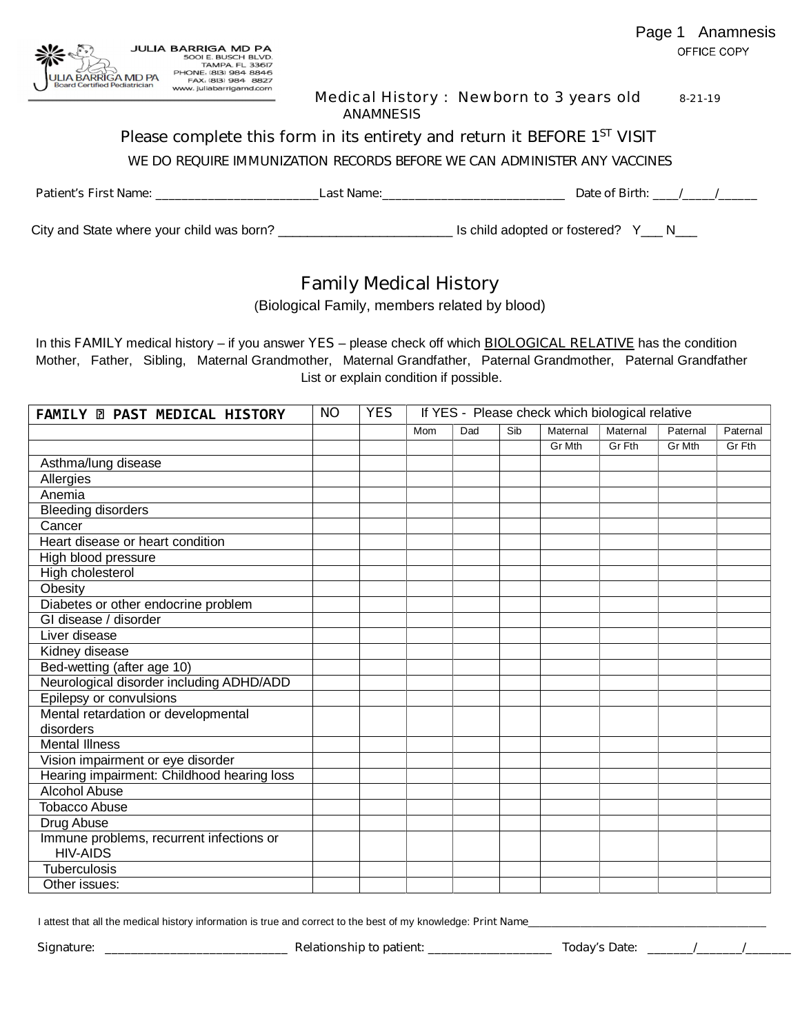JULIA BARRIGA MD PA
5001 E. BUSCH BLVD.
TAMPA, FL 33617
PHONE: (813) 984 8846
FAX: (813) 984 8827
www.juliabarrigamd.com

JULIA BARRIGA MD PA
Board Certified Pediatrician

Page 1 Anamnesis

OFFICE COPY

## Medical History : Newborn to 3 years old 8-21-19

ANAMNESIS

Please complete this form in its entirety and return it BEFORE 1ST VISIT

WE DO REQUIRE IMMUNIZATION RECORDS BEFORE WE CAN ADMINISTER ANY VACCINES

Patient's First Name: ________________________ Last Name: ____________________________ Date of Birth: ____/_____/______

City and State where your child was born? ________________________ Is child adopted or fostered? Y___ N___

## Family Medical History

(Biological Family, members related by blood)

In this FAMILY medical history – if you answer YES – please check off which BIOLOGICAL RELATIVE has the condition
Mother, Father, Sibling, Maternal Grandmother, Maternal Grandfather, Paternal Grandmother, Paternal Grandfather
List or explain condition if possible.

| FAMILY ▯ PAST MEDICAL HISTORY | NO | YES | If YES - Please check which biological relative | | | | | | |
|---|---|---|---|---|---|---|---|---|---|
| | | | Mom | Dad | Sib | Maternal Gr Mth | Maternal Gr Fth | Paternal Gr Mth | Paternal Gr Fth |
| Asthma/lung disease | | | | | | | | | |
| Allergies | | | | | | | | | |
| Anemia | | | | | | | | | |
| Bleeding disorders | | | | | | | | | |
| Cancer | | | | | | | | | |
| Heart disease or heart condition | | | | | | | | | |
| High blood pressure | | | | | | | | | |
| High cholesterol | | | | | | | | | |
| Obesity | | | | | | | | | |
| Diabetes or other endocrine problem | | | | | | | | | |
| GI disease / disorder | | | | | | | | | |
| Liver disease | | | | | | | | | |
| Kidney disease | | | | | | | | | |
| Bed-wetting (after age 10) | | | | | | | | | |
| Neurological disorder including ADHD/ADD | | | | | | | | | |
| Epilepsy or convulsions | | | | | | | | | |
| Mental retardation or developmental disorders | | | | | | | | | |
| Mental Illness | | | | | | | | | |
| Vision impairment or eye disorder | | | | | | | | | |
| Hearing impairment: Childhood hearing loss | | | | | | | | | |
| Alcohol Abuse | | | | | | | | | |
| Tobacco Abuse | | | | | | | | | |
| Drug Abuse | | | | | | | | | |
| Immune problems, recurrent infections or HIV-AIDS | | | | | | | | | |
| Tuberculosis | | | | | | | | | |
| Other issues: | | | | | | | | | |

I attest that all the medical history information is true and correct to the best of my knowledge: Print Name________________________________________

Signature: ____________________________ Relationship to patient: ____________________ Today's Date: _______/_______/_______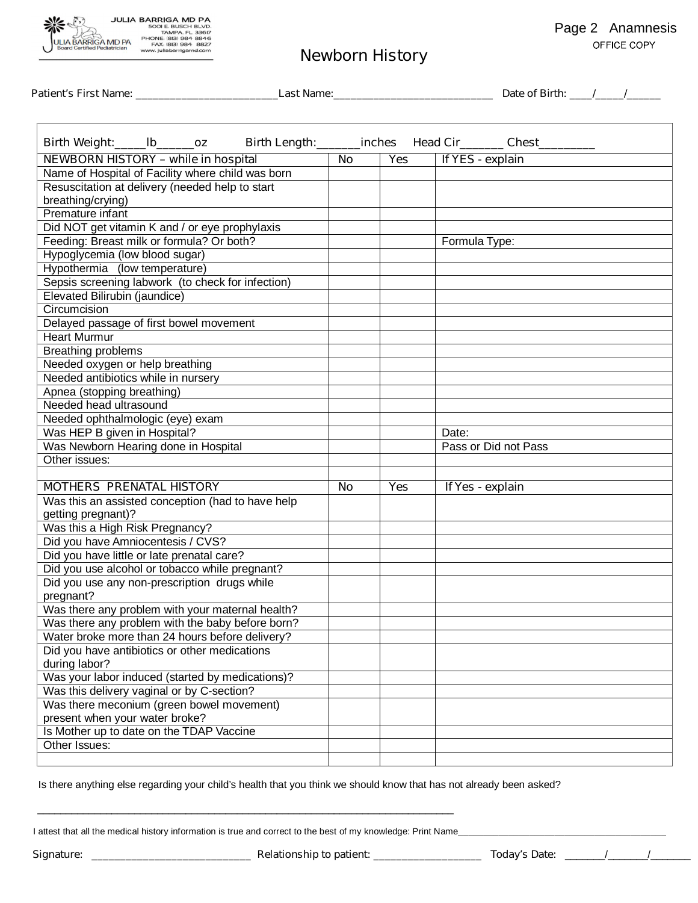JULIA BARRIGA MD PA
5001 E. BUSCH BLVD.
TAMPA, FL 33617
PHONE: (813) 984 8846
FAX: (813) 984 8827
www.juliabarrigamd.com

JULIA BARRIGA MD PA
Board Certified Pediatrician

Page 2 Anamnesis

OFFICE COPY

# Newborn History

Patient's First Name: ___________________________Last Name:______________________________ Date of Birth: ____/_____/______

Birth Weight:_____lb______oz Birth Length:_______inches Head Cir_______ Chest_________

| NEWBORN HISTORY – while in hospital | No | Yes | If YES - explain |
|---|---|---|---|
| Name of Hospital of Facility where child was born | | | |
| Resuscitation at delivery (needed help to start breathing/crying) | | | |
| Premature infant | | | |
| Did NOT get vitamin K and / or eye prophylaxis | | | |
| Feeding: Breast milk or formula? Or both? | | | Formula Type: |
| Hypoglycemia (low blood sugar) | | | |
| Hypothermia (low temperature) | | | |
| Sepsis screening labwork (to check for infection) | | | |
| Elevated Bilirubin (jaundice) | | | |
| Circumcision | | | |
| Delayed passage of first bowel movement | | | |
| Heart Murmur | | | |
| Breathing problems | | | |
| Needed oxygen or help breathing | | | |
| Needed antibiotics while in nursery | | | |
| Apnea (stopping breathing) | | | |
| Needed head ultrasound | | | |
| Needed ophthalmologic (eye) exam | | | |
| Was HEP B given in Hospital? | | | Date: |
| Was Newborn Hearing done in Hospital | | | Pass or Did not Pass |
| Other issues: | | | |
| | | | |
| **MOTHERS PRENATAL HISTORY** | **No** | **Yes** | **If Yes - explain** |
| Was this an assisted conception (had to have help getting pregnant)? | | | |
| Was this a High Risk Pregnancy? | | | |
| Did you have Amniocentesis / CVS? | | | |
| Did you have little or late prenatal care? | | | |
| Did you use alcohol or tobacco while pregnant? | | | |
| Did you use any non-prescription drugs while pregnant? | | | |
| Was there any problem with your maternal health? | | | |
| Was there any problem with the baby before born? | | | |
| Water broke more than 24 hours before delivery? | | | |
| Did you have antibiotics or other medications during labor? | | | |
| Was your labor induced (started by medications)? | | | |
| Was this delivery vaginal or by C-section? | | | |
| Was there meconium (green bowel movement) present when your water broke? | | | |
| Is Mother up to date on the TDAP Vaccine | | | |
| Other Issues: | | | |
| | | | |

Is there anything else regarding your child's health that you think we should know that has not already been asked?

_________________________________________________________________________________

I attest that all the medical history information is true and correct to the best of my knowledge: Print Name_________________________________________

Signature: ____________________________ Relationship to patient: ___________________ Today's Date: _______/_______/_______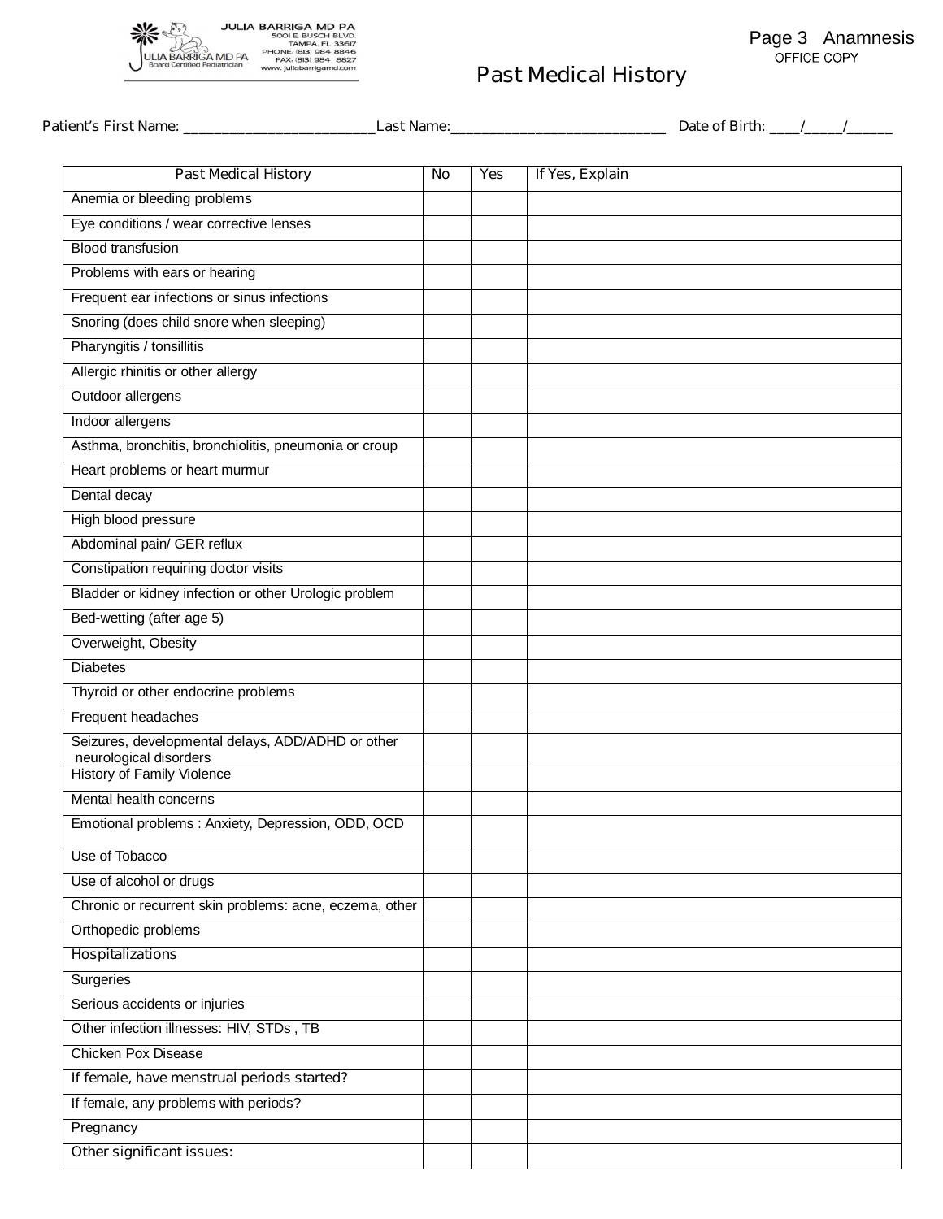JULIA BARRIGA MD PA
5001 E. BUSCH BLVD.
TAMPA, FL 33617
PHONE: (813) 984 8846
FAX: (813) 984 8827
www.juliabarrigamd.com

JULIA BARRIGA MD PA
Board Certified Pediatrician

Page 3 Anamnesis
OFFICE COPY

# Past Medical History

Patient's First Name: ___________________________ Last Name: _______________________________ Date of Birth: ____/_____/______

| Past Medical History | No | Yes | If Yes, Explain |
|---|---|---|---|
| Anemia or bleeding problems | | | |
| Eye conditions / wear corrective lenses | | | |
| Blood transfusion | | | |
| Problems with ears or hearing | | | |
| Frequent ear infections or sinus infections | | | |
| Snoring (does child snore when sleeping) | | | |
| Pharyngitis / tonsillitis | | | |
| Allergic rhinitis or other allergy | | | |
| Outdoor allergens | | | |
| Indoor allergens | | | |
| Asthma, bronchitis, bronchiolitis, pneumonia or croup | | | |
| Heart problems or heart murmur | | | |
| Dental decay | | | |
| High blood pressure | | | |
| Abdominal pain/ GER reflux | | | |
| Constipation requiring doctor visits | | | |
| Bladder or kidney infection or other Urologic problem | | | |
| Bed-wetting (after age 5) | | | |
| Overweight, Obesity | | | |
| Diabetes | | | |
| Thyroid or other endocrine problems | | | |
| Frequent headaches | | | |
| Seizures, developmental delays, ADD/ADHD or other neurological disorders | | | |
| History of Family Violence | | | |
| Mental health concerns | | | |
| Emotional problems : Anxiety, Depression, ODD, OCD | | | |
| Use of Tobacco | | | |
| Use of alcohol or drugs | | | |
| Chronic or recurrent skin problems: acne, eczema, other | | | |
| Orthopedic problems | | | |
| Hospitalizations | | | |
| Surgeries | | | |
| Serious accidents or injuries | | | |
| Other infection illnesses: HIV, STDs , TB | | | |
| Chicken Pox Disease | | | |
| If female, have menstrual periods started? | | | |
| If female, any problems with periods? | | | |
| Pregnancy | | | |
| Other significant issues: | | | |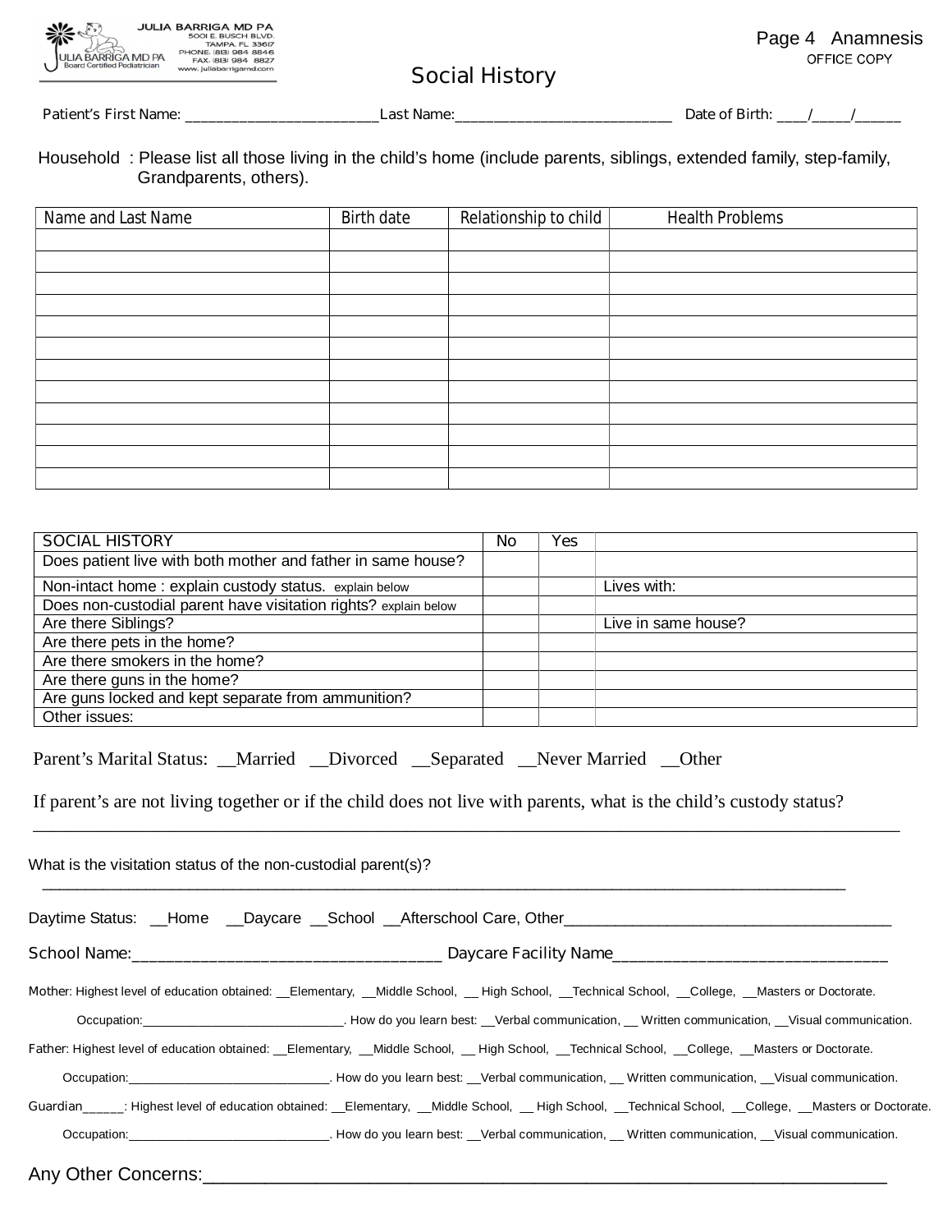JULIA BARRIGA MD PA
5001 E. BUSCH BLVD.
TAMPA, FL 33617
PHONE: (813) 984 8846
FAX: (813) 984 8827
www.juliabarrigamd.com

JULIA BARRIGA MD PA
Board Certified Pediatrician

Page 4 Anamnesis

OFFICE COPY

# Social History

Patient's First Name: ___________________________ Last Name: ______________________________ Date of Birth: ____/_____/______

Household : Please list all those living in the child's home (include parents, siblings, extended family, step-family, Grandparents, others).

| Name and Last Name | Birth date | Relationship to child | Health Problems |
|---|---|---|---|
| | | | |
| | | | |
| | | | |
| | | | |
| | | | |
| | | | |
| | | | |
| | | | |
| | | | |
| | | | |
| | | | |
| | | | |

| SOCIAL HISTORY | No | Yes | |
|---|---|---|---|
| Does patient live with both mother and father in same house? | | | |
| Non-intact home : explain custody status. explain below | | | Lives with: |
| Does non-custodial parent have visitation rights? explain below | | | |
| Are there Siblings? | | | Live in same house? |
| Are there pets in the home? | | | |
| Are there smokers in the home? | | | |
| Are there guns in the home? | | | |
| Are guns locked and kept separate from ammunition? | | | |
| Other issues: | | | |

Parent's Marital Status: __Married __Divorced __Separated __Never Married __Other

If parent's are not living together or if the child does not live with parents, what is the child's custody status?
_____________________________________________________________________________________________

What is the visitation status of the non-custodial parent(s)?
_____________________________________________________________________________________________

Daytime Status: __Home __Daycare __School __Afterschool Care, Other______________________________________

School Name:_____________________________________ Daycare Facility Name_________________________________

Mother: Highest level of education obtained: __Elementary, __Middle School, __ High School, __Technical School, __College, __Masters or Doctorate.

Occupation:______________________________. How do you learn best: __Verbal communication, __ Written communication, __Visual communication.

Father: Highest level of education obtained: __Elementary, __Middle School, __ High School, __Technical School, __College, __Masters or Doctorate.

Occupation:______________________________. How do you learn best: __Verbal communication, __ Written communication, __Visual communication.

Guardian______: Highest level of education obtained: __Elementary, __Middle School, __ High School, __Technical School, __College, __Masters or Doctorate.

Occupation:______________________________. How do you learn best: __Verbal communication, __ Written communication, __Visual communication.

Any Other Concerns:_____________________________________________________________________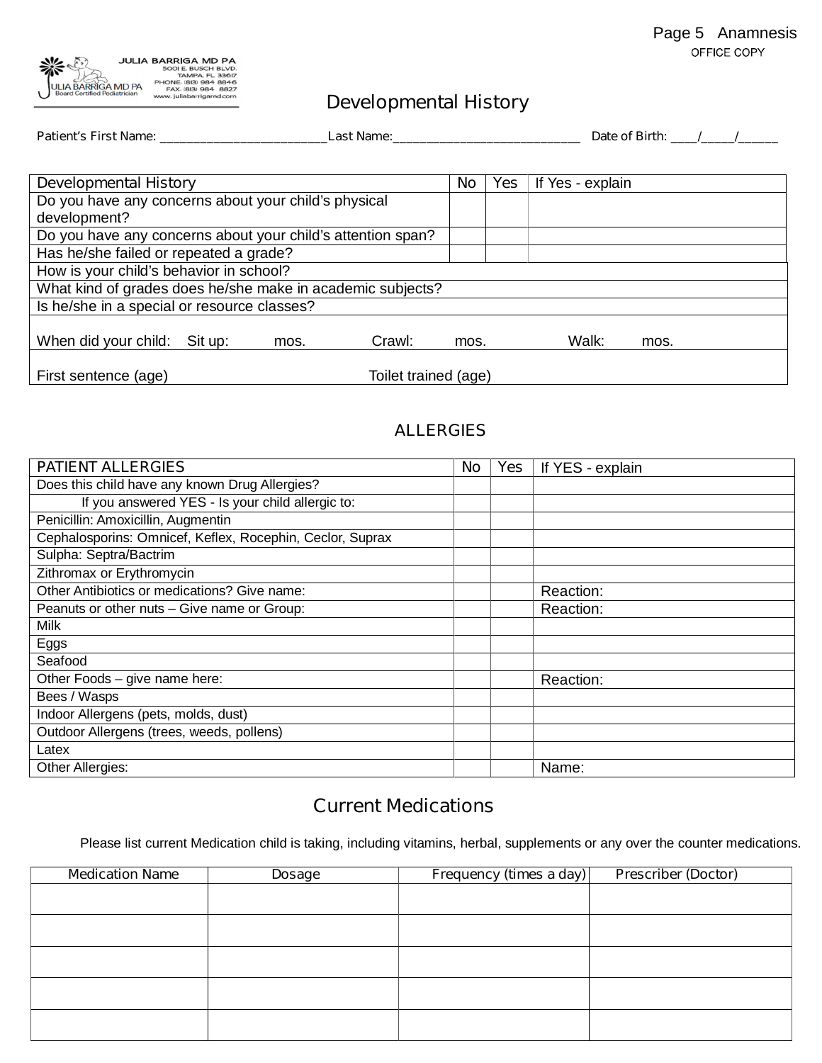Page 5 Anamnesis
OFFICE COPY

JULIA BARRIGA MD PA
5001 E. BUSCH BLVD.
TAMPA, FL 33617
PHONE: (813) 984 8846
FAX: (813) 984 8827
www.juliabarrigamd.com

JULIA BARRIGA MD PA
Board Certified Pediatrician

# Developmental History

Patient's First Name: ___________________________ Last Name: ______________________________ Date of Birth: ____/_____/______

| Developmental History | No | Yes | If Yes - explain |
|---|---|---|---|
| Do you have any concerns about your child's physical development? | | | |
| Do you have any concerns about your child's attention span? | | | |
| Has he/she failed or repeated a grade? | | | |
| How is your child's behavior in school? | | | |
| What kind of grades does he/she make in academic subjects? | | | |
| Is he/she in a special or resource classes? | | | |
| When did your child: Sit up: mos. Crawl: mos. Walk: mos. | | | |
| First sentence (age) Toilet trained (age) | | | |

## ALLERGIES

| PATIENT ALLERGIES | No | Yes | If YES - explain |
|---|---|---|---|
| Does this child have any known Drug Allergies? | | | |
| If you answered YES - Is your child allergic to: | | | |
| Penicillin: Amoxicillin, Augmentin | | | |
| Cephalosporins: Omnicef, Keflex, Rocephin, Ceclor, Suprax | | | |
| Sulpha: Septra/Bactrim | | | |
| Zithromax or Erythromycin | | | |
| Other Antibiotics or medications? Give name: | | | Reaction: |
| Peanuts or other nuts – Give name or Group: | | | Reaction: |
| Milk | | | |
| Eggs | | | |
| Seafood | | | |
| Other Foods – give name here: | | | Reaction: |
| Bees / Wasps | | | |
| Indoor Allergens (pets, molds, dust) | | | |
| Outdoor Allergens (trees, weeds, pollens) | | | |
| Latex | | | |
| Other Allergies: | | | Name: |

## Current Medications

Please list current Medication child is taking, including vitamins, herbal, supplements or any over the counter medications.

| Medication Name | Dosage | Frequency (times a day) | Prescriber (Doctor) |
|---|---|---|---|
| | | | |
| | | | |
| | | | |
| | | | |
| | | | |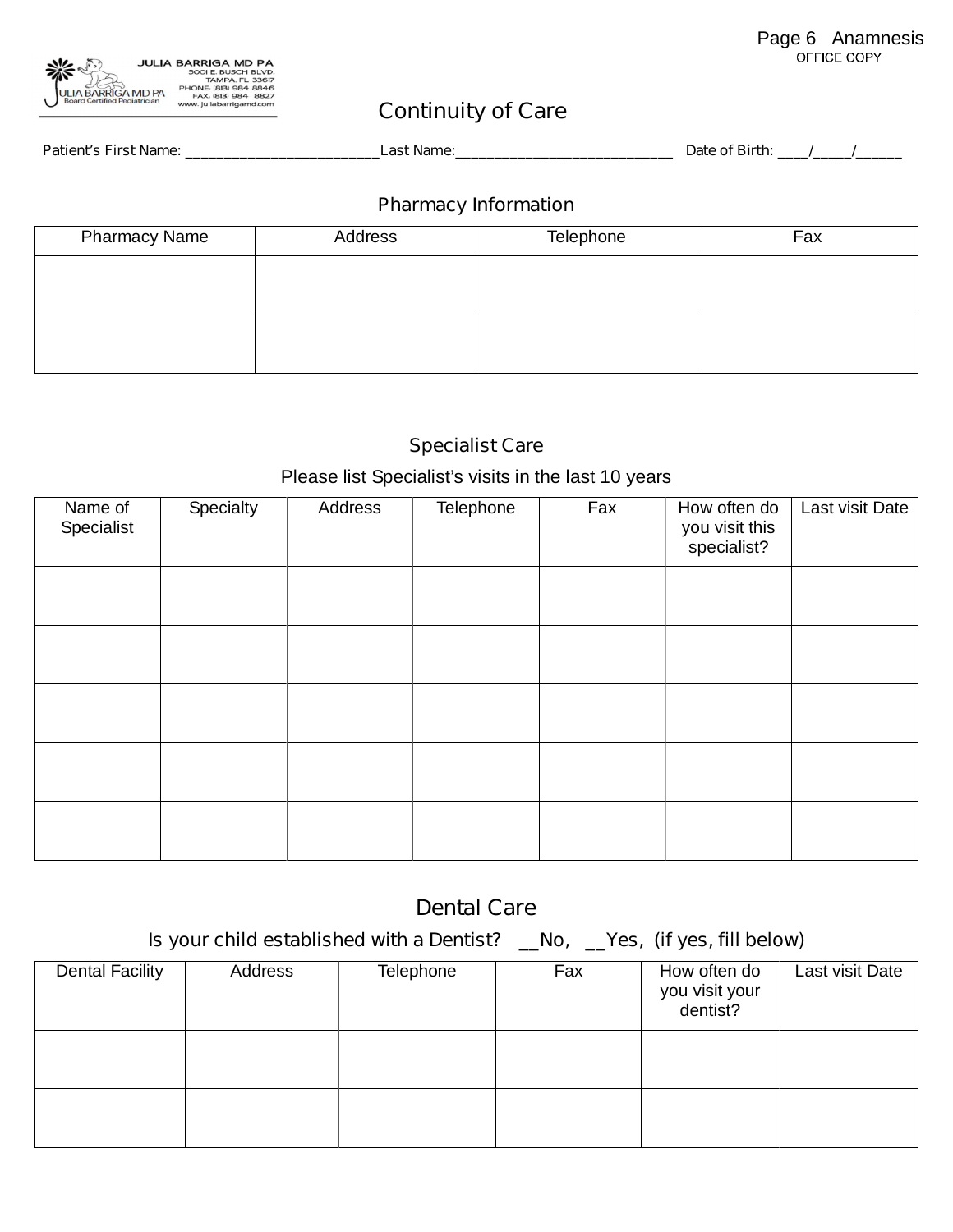Page 6 Anamnesis
OFFICE COPY

JULIA BARRIGA MD PA
5001 E. BUSCH BLVD.
TAMPA, FL 33617
PHONE: (813) 984 8846
FAX: (813) 984 8827
www. juliabarrigamd.com

JULIA BARRIGA MD PA
Board Certified Pediatrician

# Continuity of Care

Patient's First Name: ___________________________ Last Name: ______________________________ Date of Birth: ____/_____/______

## Pharmacy Information

| Pharmacy Name | Address | Telephone | Fax |
|---|---|---|---|
| | | | |
| | | | |

## Specialist Care

Please list Specialist's visits in the last 10 years

| Name of Specialist | Specialty | Address | Telephone | Fax | How often do you visit this specialist? | Last visit Date |
|---|---|---|---|---|---|---|
| | | | | | | |
| | | | | | | |
| | | | | | | |
| | | | | | | |
| | | | | | | |

## Dental Care

Is your child established with a Dentist? __No, __Yes, (if yes, fill below)

| Dental Facility | Address | Telephone | Fax | How often do you visit your dentist? | Last visit Date |
|---|---|---|---|---|---|
| | | | | | |
| | | | | | |